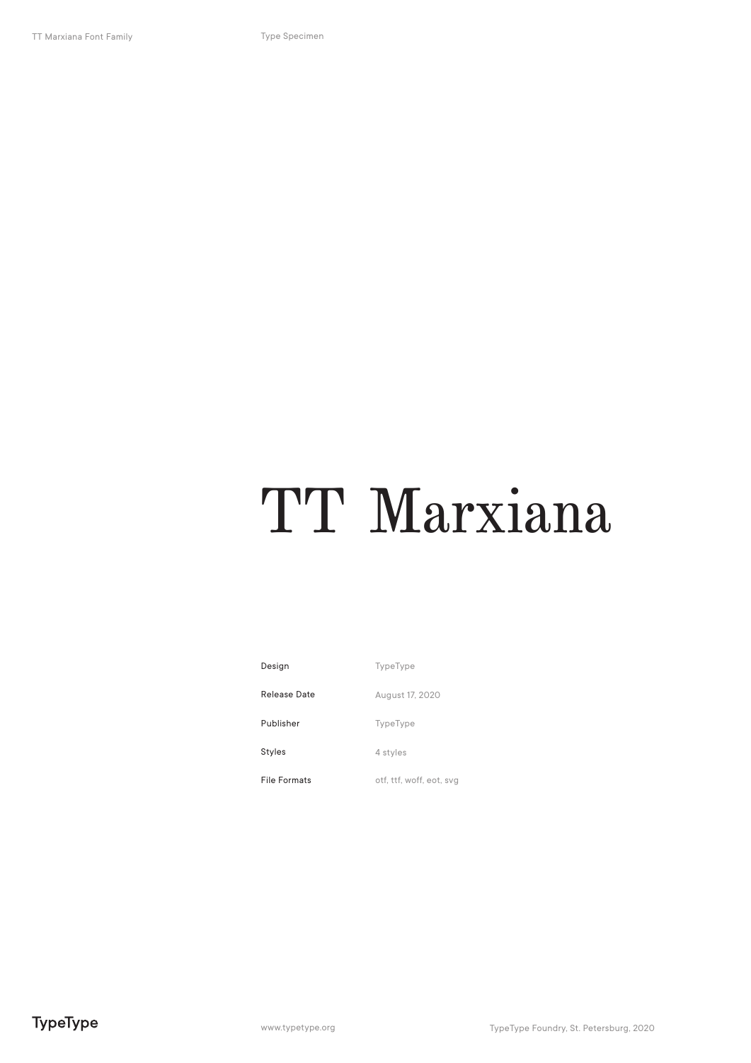# TT Marxiana

| | |
|---|---|
| Design | TypeType |
| Release Date | August 17, 2020 |
| Publisher | TypeType |
| Styles | 4 styles |
| File Formats | otf, ttf, woff, eot, svg |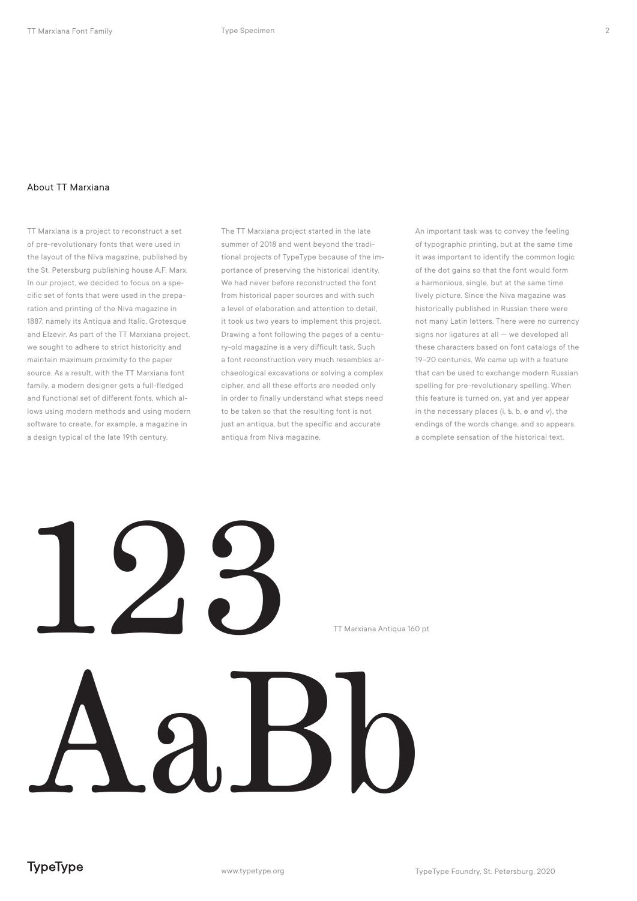## About TT Marxiana

TT Marxiana is a project to reconstruct a set of pre-revolutionary fonts that were used in the layout of the Niva magazine, published by the St. Petersburg publishing house A.F. Marx. In our project, we decided to focus on a specific set of fonts that were used in the preparation and printing of the Niva magazine in 1887, namely its Antiqua and Italic, Grotesque and Elzevir. As part of the TT Marxiana project, we sought to adhere to strict historicity and maintain maximum proximity to the paper source. As a result, with the TT Marxiana font family, a modern designer gets a full-fledged and functional set of different fonts, which allows using modern methods and using modern software to create, for example, a magazine in a design typical of the late 19th century.

The TT Marxiana project started in the late summer of 2018 and went beyond the traditional projects of TypeType because of the importance of preserving the historical identity. We had never before reconstructed the font from historical paper sources and with such a level of elaboration and attention to detail, it took us two years to implement this project. Drawing a font following the pages of a century-old magazine is a very difficult task. Such a font reconstruction very much resembles archaeological excavations or solving a complex cipher, and all these efforts are needed only in order to finally understand what steps need to be taken so that the resulting font is not just an antiqua, but the specific and accurate antiqua from Niva magazine.

An important task was to convey the feeling of typographic printing, but at the same time it was important to identify the common logic of the dot gains so that the font would form a harmonious, single, but at the same time lively picture. Since the Niva magazine was historically published in Russian there were not many Latin letters. There were no currency signs nor ligatures at all — we developed all these characters based on font catalogs of the 19–20 centuries. We came up with a feature that can be used to exchange modern Russian spelling for pre-revolutionary spelling. When this feature is turned on, yat and yer appear in the necessary places (i, ѣ, ъ, ѳ and ѵ), the endings of the words change, and so appears a complete sensation of the historical text.

123

TT Marxiana Antiqua 160 pt

AaBb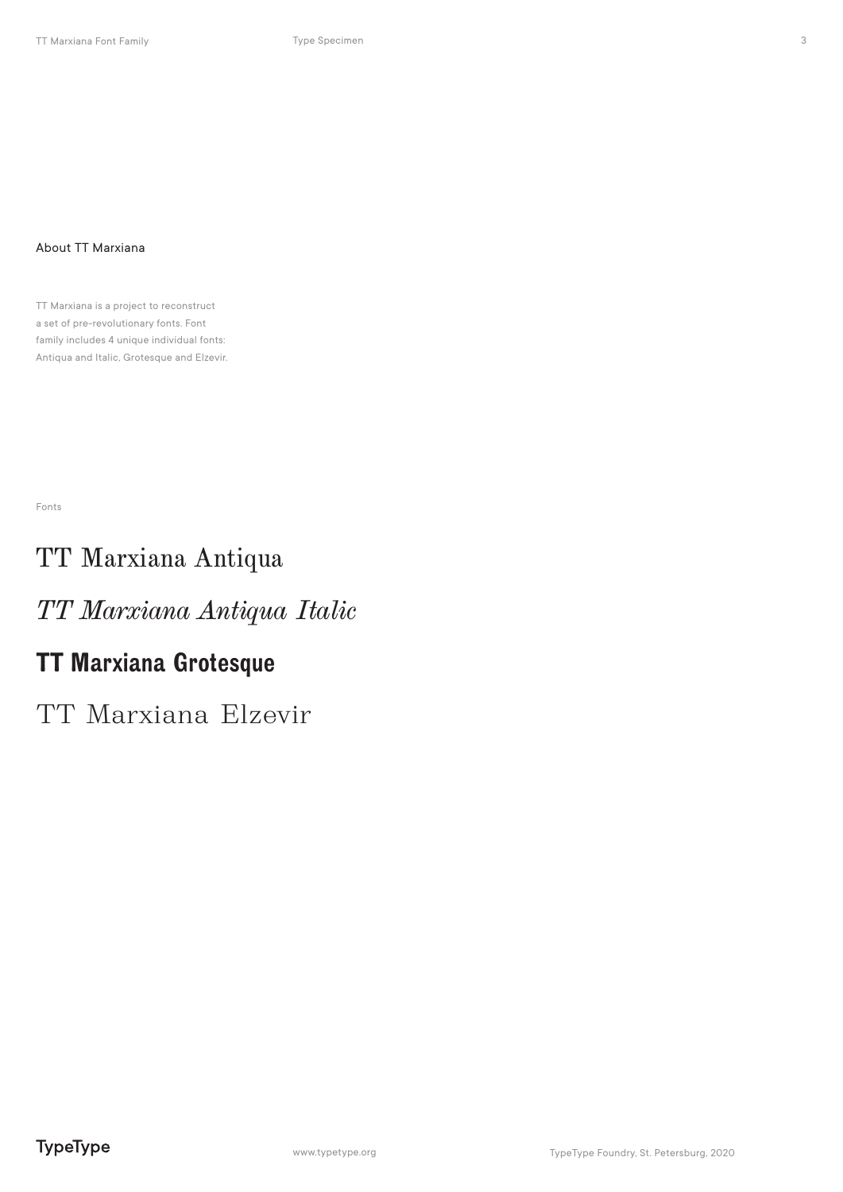## About TT Marxiana

TT Marxiana is a project to reconstruct a set of pre-revolutionary fonts. Font family includes 4 unique individual fonts: Antiqua and Italic, Grotesque and Elzevir.

Fonts

TT Marxiana Antiqua

*TT Marxiana Antiqua Italic*

**TT Marxiana Grotesque**

TT Marxiana Elzevir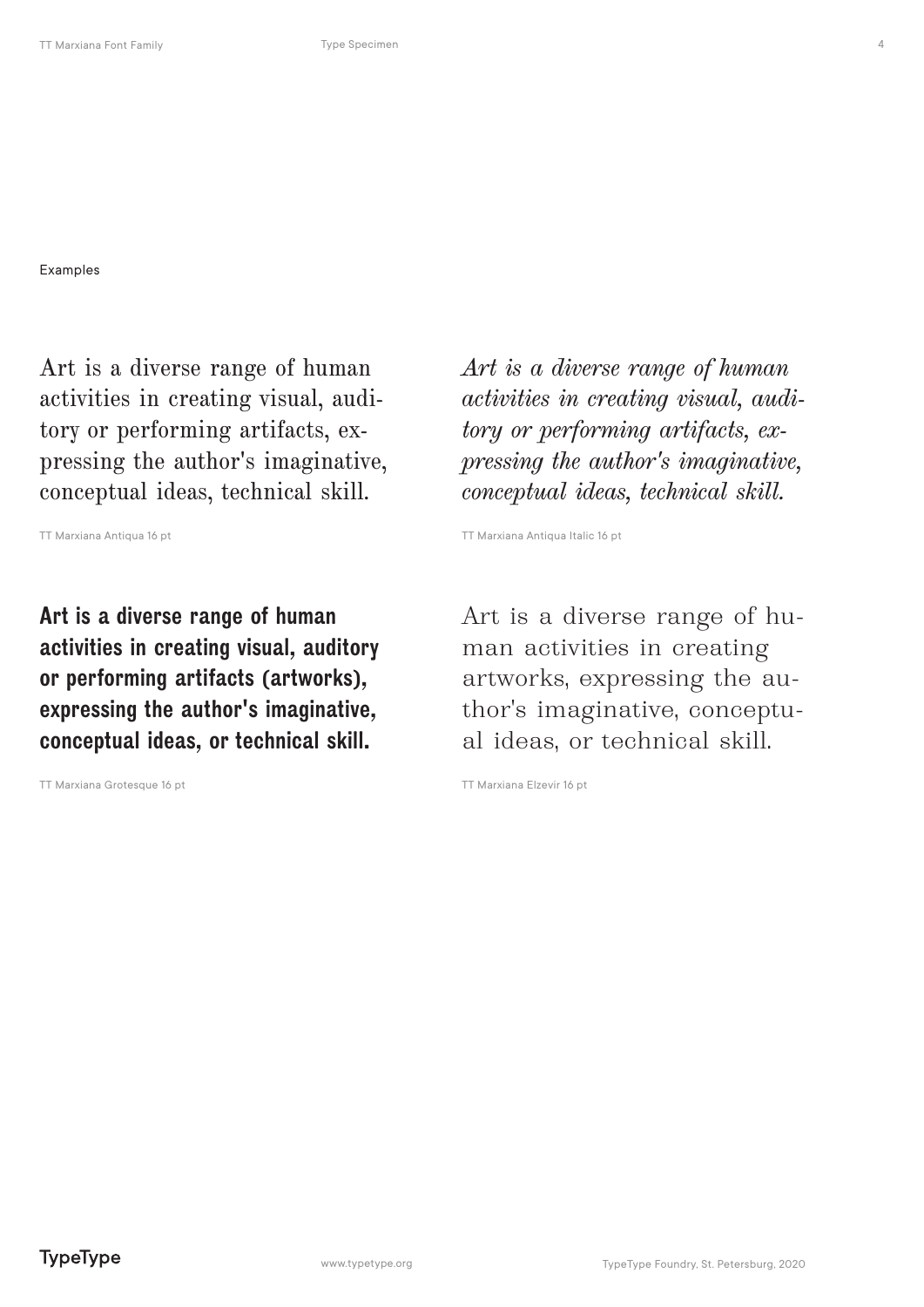Examples

Art is a diverse range of human activities in creating visual, auditory or performing artifacts, expressing the author's imaginative, conceptual ideas, technical skill.

TT Marxiana Antiqua 16 pt

*Art is a diverse range of human activities in creating visual, auditory or performing artifacts, expressing the author's imaginative, conceptual ideas, technical skill.*

TT Marxiana Antiqua Italic 16 pt

**Art is a diverse range of human activities in creating visual, auditory or performing artifacts (artworks), expressing the author's imaginative, conceptual ideas, or technical skill.**

TT Marxiana Grotesque 16 pt

Art is a diverse range of human activities in creating artworks, expressing the author's imaginative, conceptual ideas, or technical skill.

TT Marxiana Elzevir 16 pt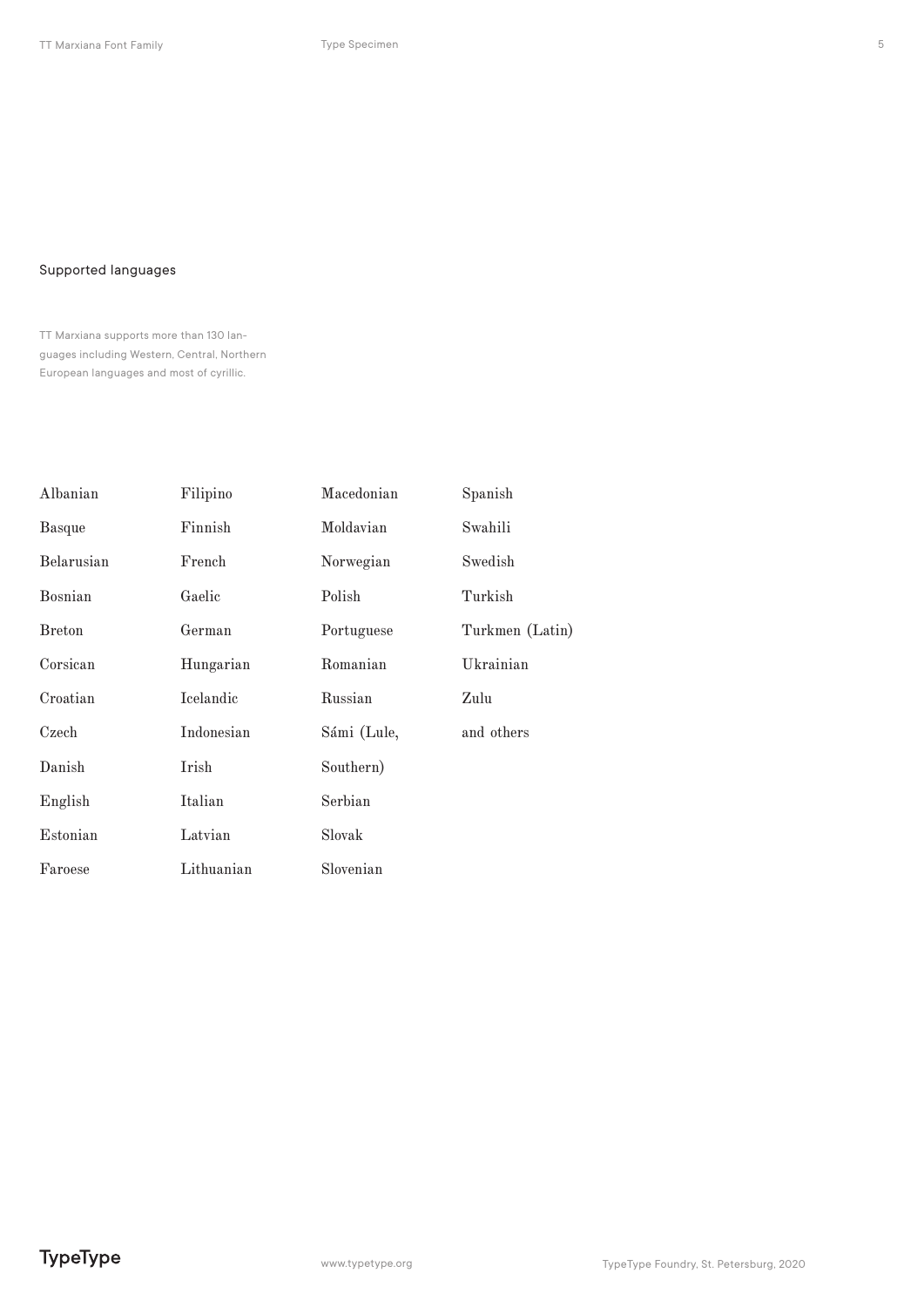## Supported languages

TT Marxiana supports more than 130 languages including Western, Central, Northern European languages and most of cyrillic.

| | | | |
|---|---|---|---|
| Albanian | Filipino | Macedonian | Spanish |
| Basque | Finnish | Moldavian | Swahili |
| Belarusian | French | Norwegian | Swedish |
| Bosnian | Gaelic | Polish | Turkish |
| Breton | German | Portuguese | Turkmen (Latin) |
| Corsican | Hungarian | Romanian | Ukrainian |
| Croatian | Icelandic | Russian | Zulu |
| Czech | Indonesian | Sámi (Lule, | and others |
| Danish | Irish | Southern) | |
| English | Italian | Serbian | |
| Estonian | Latvian | Slovak | |
| Faroese | Lithuanian | Slovenian | |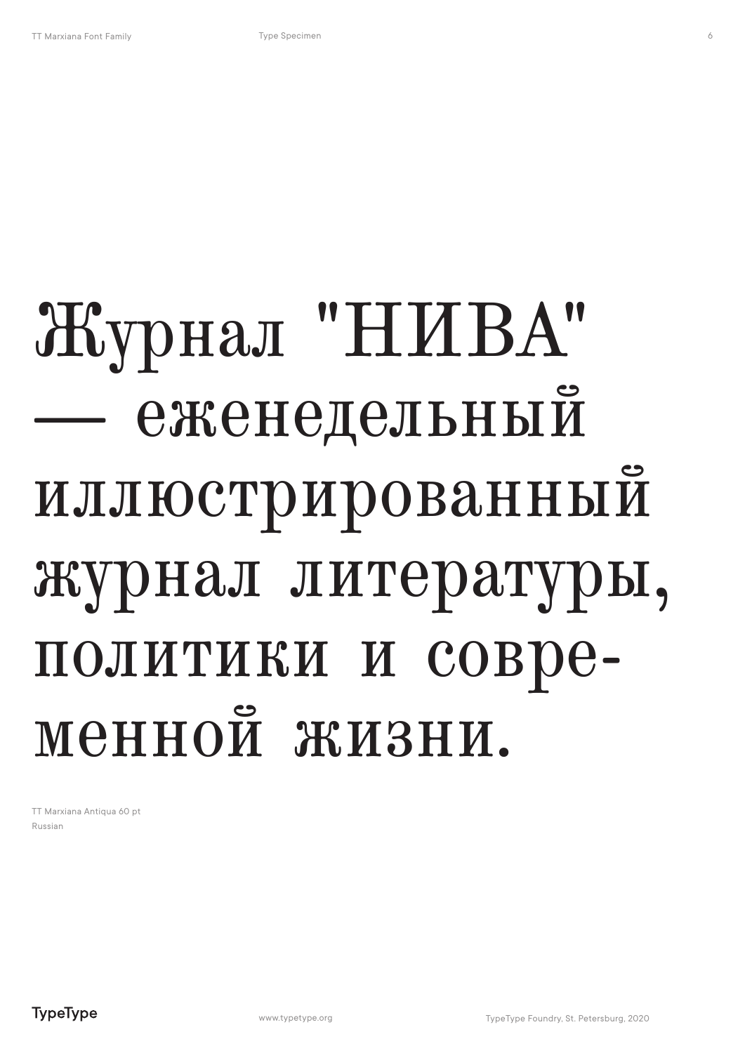Журнал "НИВА" — еженедельный иллюстрированный журнал литературы, политики и современной жизни.

TT Marxiana Antiqua 60 pt
Russian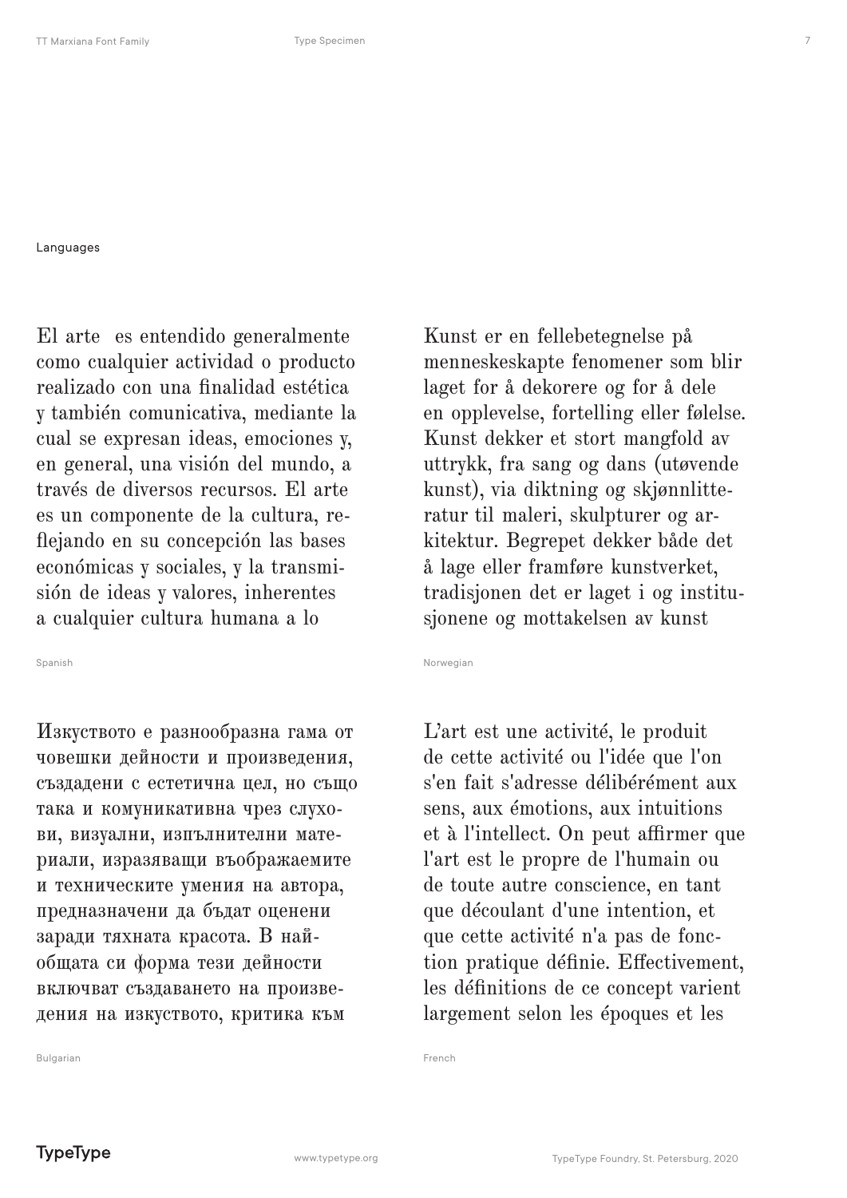Languages

El arte  es entendido generalmente como cualquier actividad o producto realizado con una finalidad estética y también comunicativa, mediante la cual se expresan ideas, emociones y, en general, una visión del mundo, a través de diversos recursos. El arte es un componente de la cultura, reflejando en su concepción las bases económicas y sociales, y la transmisión de ideas y valores, inherentes a cualquier cultura humana a lo

Spanish

Kunst er en fellebetegnelse på menneskeskapte fenomener som blir laget for å dekorere og for å dele en opplevelse, fortelling eller følelse. Kunst dekker et stort mangfold av uttrykk, fra sang og dans (utøvende kunst), via diktning og skjønnlitteratur til maleri, skulpturer og arkitektur. Begrepet dekker både det å lage eller framføre kunstverket, tradisjonen det er laget i og institusjonene og mottakelsen av kunst

Norwegian

Изкуството е разнообразна гама от човешки дейности и произведения, създадени с естетична цел, но също така и комуникативна чрез слухови, визуални, изпълнителни материали, изразяващи въображаемите и техническите умения на автора, предназначени да бъдат оценени заради тяхната красота. В найобщата си форма тези дейности включват създаването на произведения на изкуството, критика към

Bulgarian

L’art est une activité, le produit de cette activité ou l'idée que l'on s'en fait s'adresse délibérément aux sens, aux émotions, aux intuitions et à l'intellect. On peut affirmer que l'art est le propre de l'humain ou de toute autre conscience, en tant que découlant d'une intention, et que cette activité n'a pas de fonction pratique définie. Effectivement, les définitions de ce concept varient largement selon les époques et les

French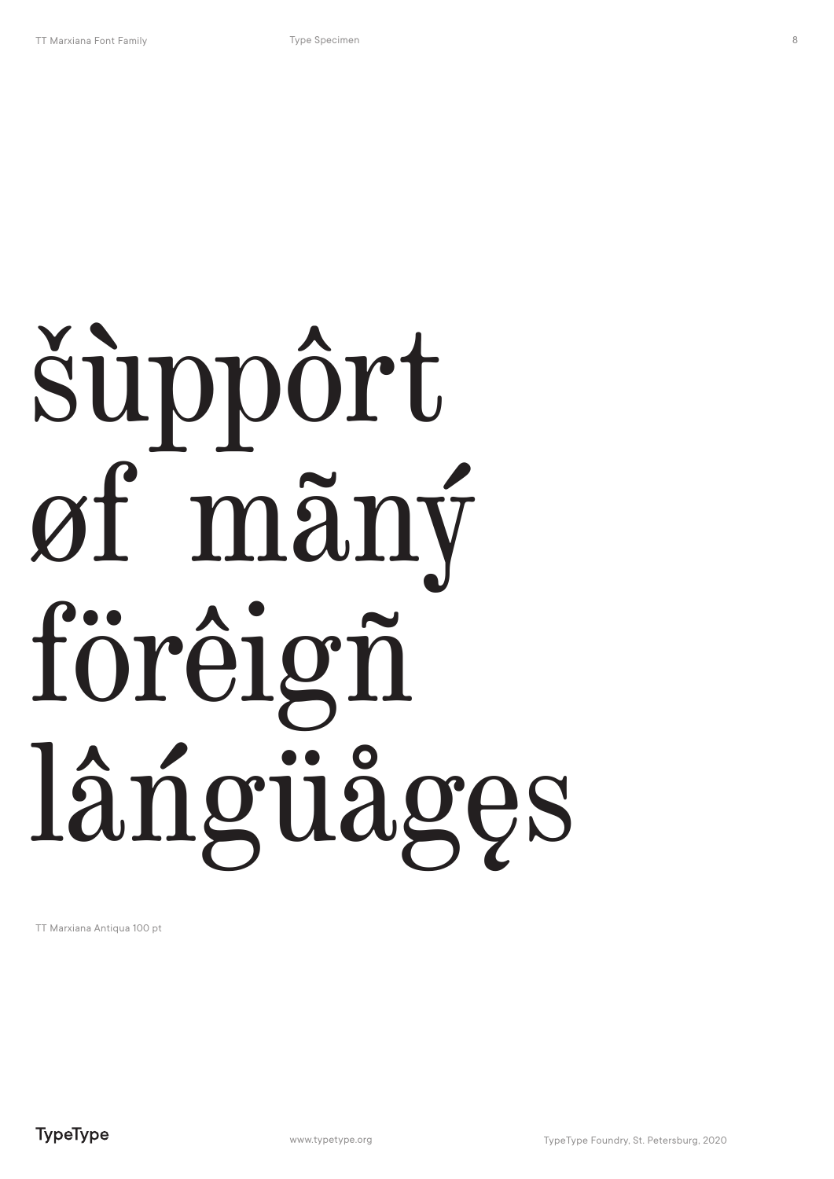šùppôrt
øf mãný
förêigñ
lâńgüågęs

TT Marxiana Antiqua 100 pt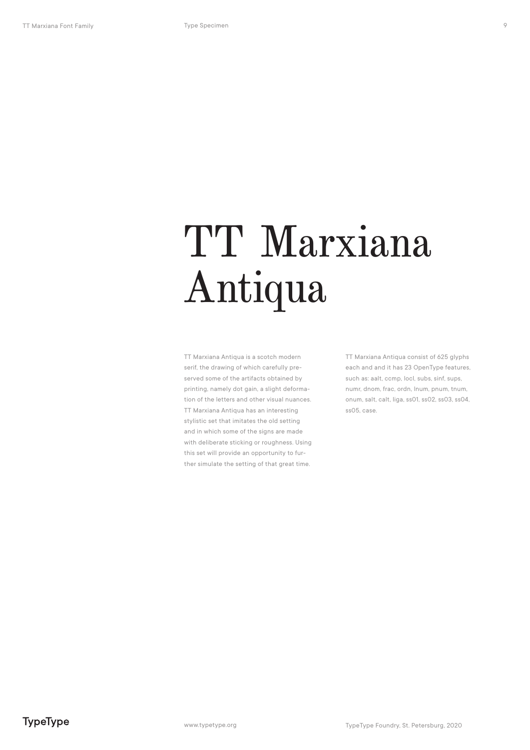# TT Marxiana Antiqua

TT Marxiana Antiqua is a scotch modern serif, the drawing of which carefully preserved some of the artifacts obtained by printing, namely dot gain, a slight deformation of the letters and other visual nuances. TT Marxiana Antiqua has an interesting stylistic set that imitates the old setting and in which some of the signs are made with deliberate sticking or roughness. Using this set will provide an opportunity to further simulate the setting of that great time.

TT Marxiana Antiqua consist of 625 glyphs each and and it has 23 OpenType features, such as: aalt, ccmp, locl, subs, sinf, sups, numr, dnom, frac, ordn, lnum, pnum, tnum, onum, salt, calt, liga, ss01, ss02, ss03, ss04, ss05, case.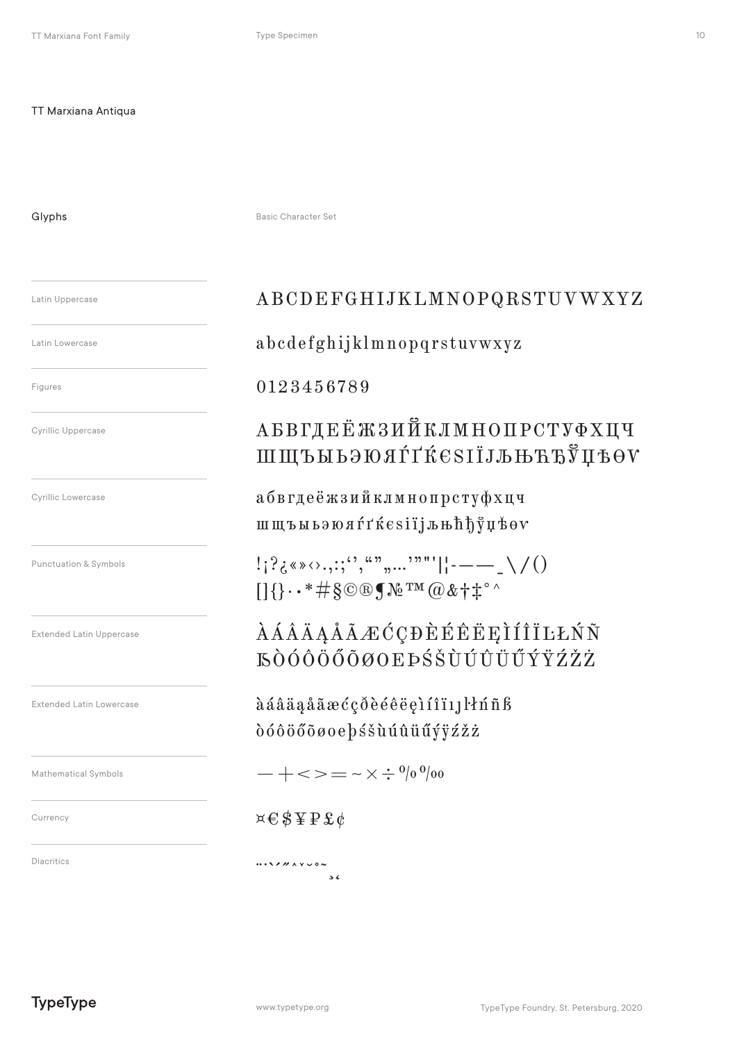# TT Marxiana Antiqua

## Glyphs

Basic Character Set

Latin Uppercase

ABCDEFGHIJKLMNOPQRSTUVWXYZ

Latin Lowercase

abcdefghijklmnopqrstuvwxyz

Figures

0123456789

Cyrillic Uppercase

АБВГДЕЁЖЗИЙКЛМНОПРСТУФХЦЧ
ШЩЪЫЬЭЮЯЃҐЌЄЅІЇЈЉЊЋЂЎЏѢѲѴ

Cyrillic Lowercase

абвгдеёжзийклмнопрстуфхцч
шщъыьэюяѓґќєѕіїјљњћђўџѣѳѵ

Punctuation & Symbols

!¡?¿«»‹›.,:;‘’‚“”„…'’”"'|¦-–—_\/()
[]{}·•*#§©®¶№™@&†‡°^

Extended Latin Uppercase

ÀÁÂÄĄÅÃÆĆÇĐÈÉÊËĘÌÍÎÏŁŁŃÑ
ẞÒÓÔÖŐÕØOEÞŚŠÙÚÛÜŰÝŸŹŽŻ

Extended Latin Lowercase

àáâäąåãæćçðèéêëęìíîïıȷłłńñß
òóôöőõøoeþśšùúûüűýÿźžż

Mathematical Symbols

−+<>=~×÷%‰

Currency

¤€$¥₽£¢

Diacritics

¨˙`´˝ˆˇ˘˚˜ ¸˛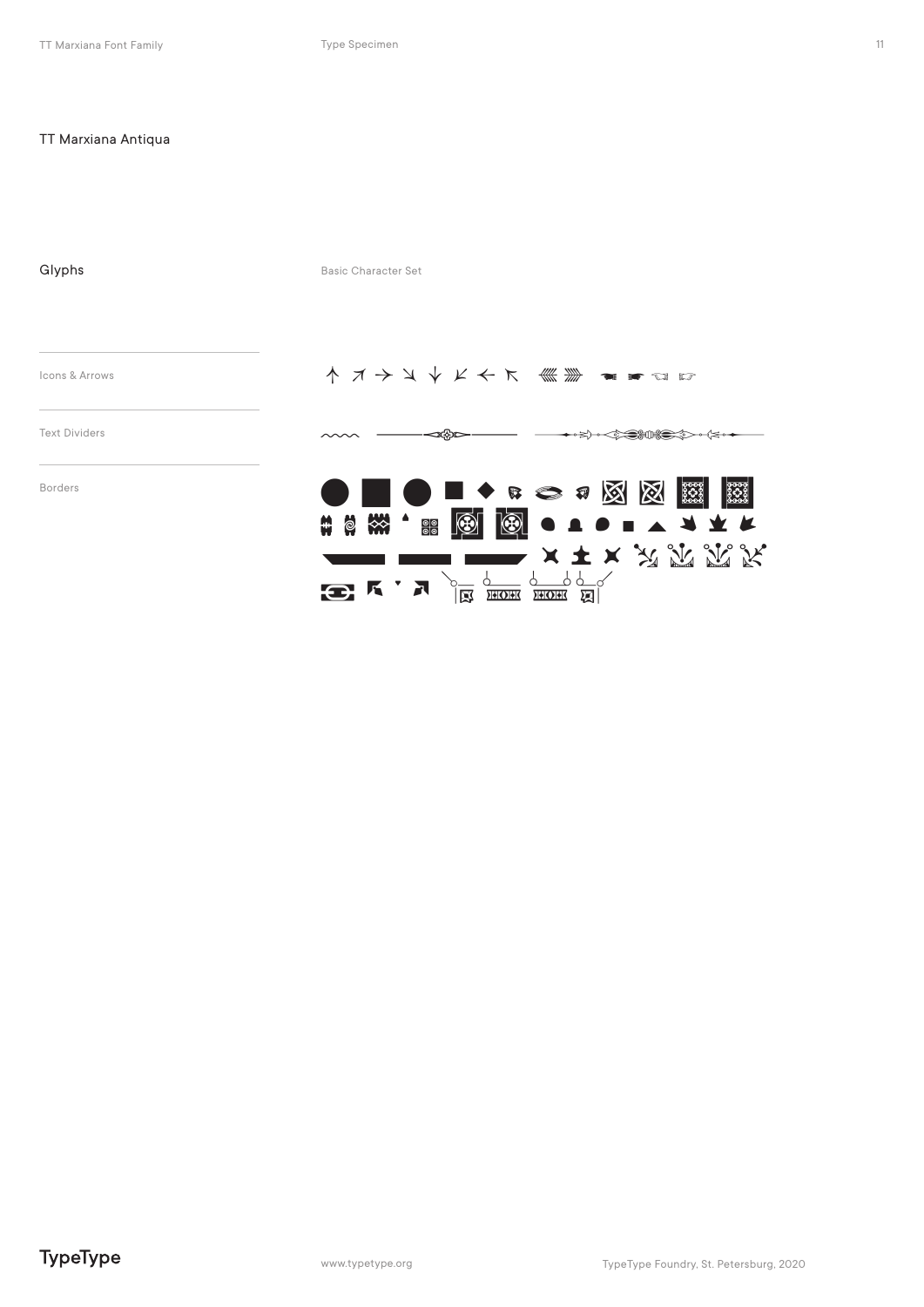# TT Marxiana Antiqua

## Glyphs

Basic Character Set

Icons & Arrows

↑ ↗ → ↘ ↓ ↙ ← ↖

Text Dividers

Borders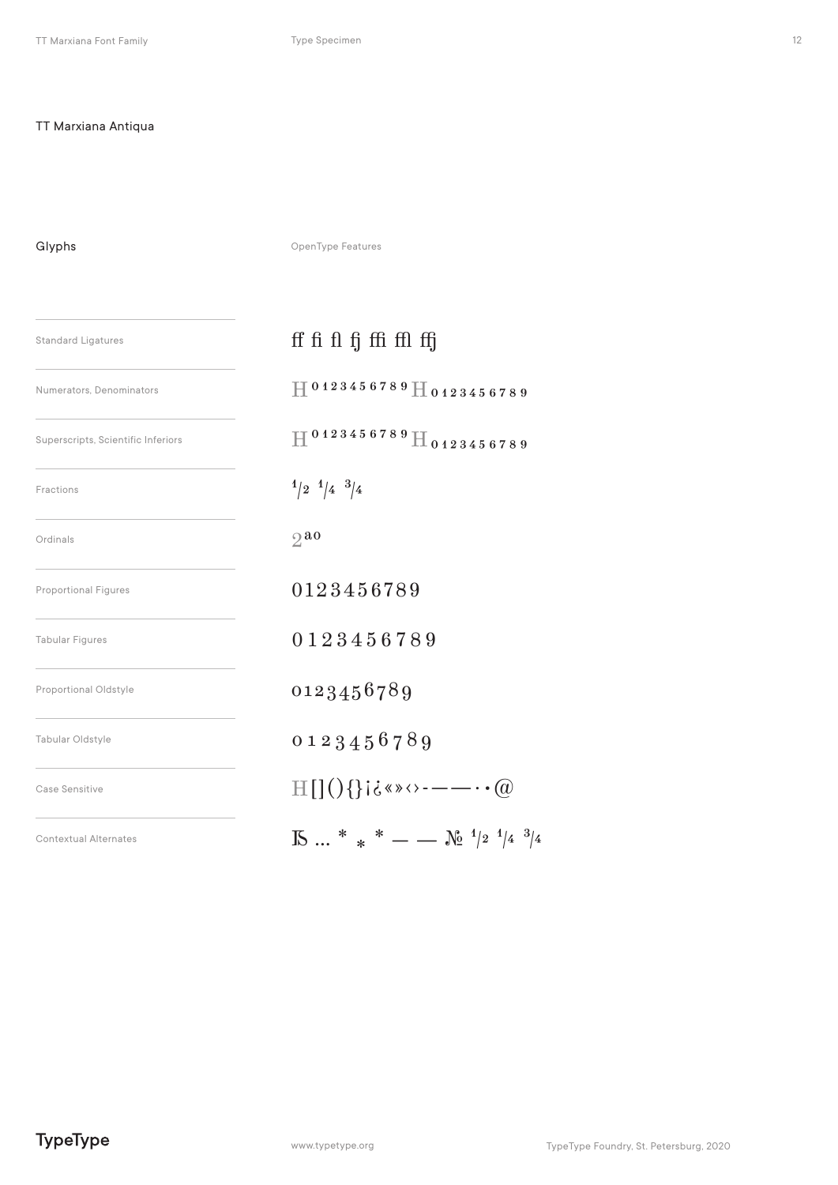## TT Marxiana Antiqua

### Glyphs

OpenType Features

| Feature | Sample |
|---|---|
| Standard Ligatures | ff fi fl fj ffi ffl ffj |
| Numerators, Denominators | H 0123456789 H 0123456789 |
| Superscripts, Scientific Inferiors | H 0123456789 H 0123456789 |
| Fractions | 1/2 1/4 3/4 |
| Ordinals | 2ª º |
| Proportional Figures | 0123456789 |
| Tabular Figures | 0 1 2 3 4 5 6 7 8 9 |
| Proportional Oldstyle | 0123456789 |
| Tabular Oldstyle | 0 1 2 3 4 5 6 7 8 9 |
| Case Sensitive | H[](){}¡¿«»‹›-——··@ |
| Contextual Alternates | IS ... * * * — — № 1/2 1/4 3/4 |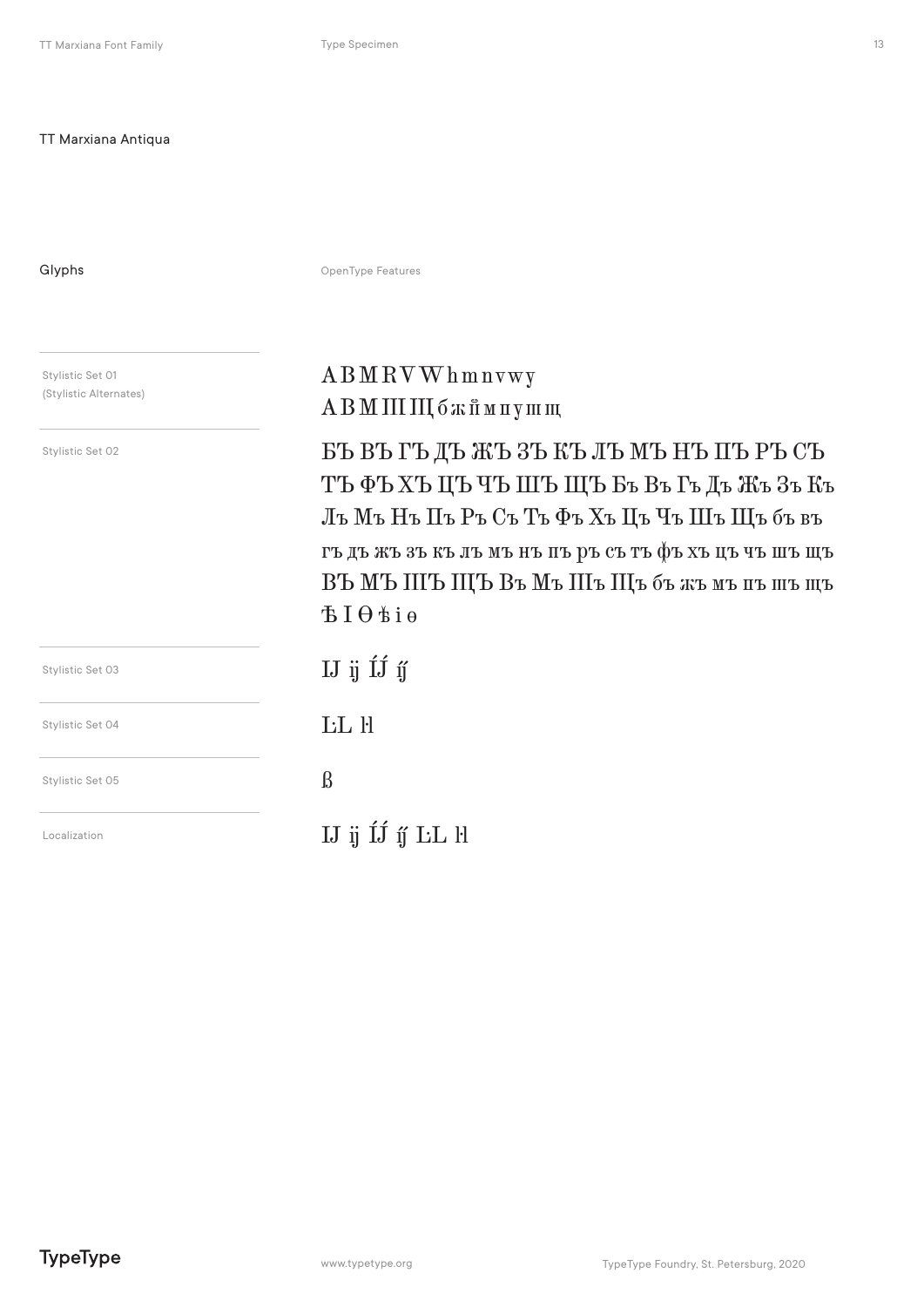TT Marxiana Antiqua

## Glyphs

OpenType Features

| | |
|---|---|
| Stylistic Set 01 (Stylistic Alternates) | A B M R V W h m n v w y<br>А В М Ш Щ б ж й м п у ш щ |
| Stylistic Set 02 | БЪ ВЪ ГЪ ДЪ ЖЪ ЗЪ КЪ ЛЪ МЪ НЪ ПЪ РЪ СЪ ТЪ ФЪ ХЪ ЦЪ ЧЪ ШЪ ЩЪ Бъ Въ Гъ Дъ Жъ Зъ Къ Лъ Мъ Нъ Пъ Ръ Съ Тъ Фъ Хъ Цъ Чъ Шъ Щъ бъ въ гъ дъ жъ зъ къ лъ мъ нъ пъ ръ съ тъ фъ хъ цъ чъ шъ щъ ВЪ МЪ ШЪ ЩЪ Въ Мъ Шъ Щъ бъ жъ мъ пъ шъ щъ Ѣ І Ѳ ѣ і ѳ |
| Stylistic Set 03 | IJ ij ÍJ́ íj́ |
| Stylistic Set 04 | L·L l·l |
| Stylistic Set 05 | ẞ |
| Localization | IJ ij ÍJ́ íj́ L·L l·l |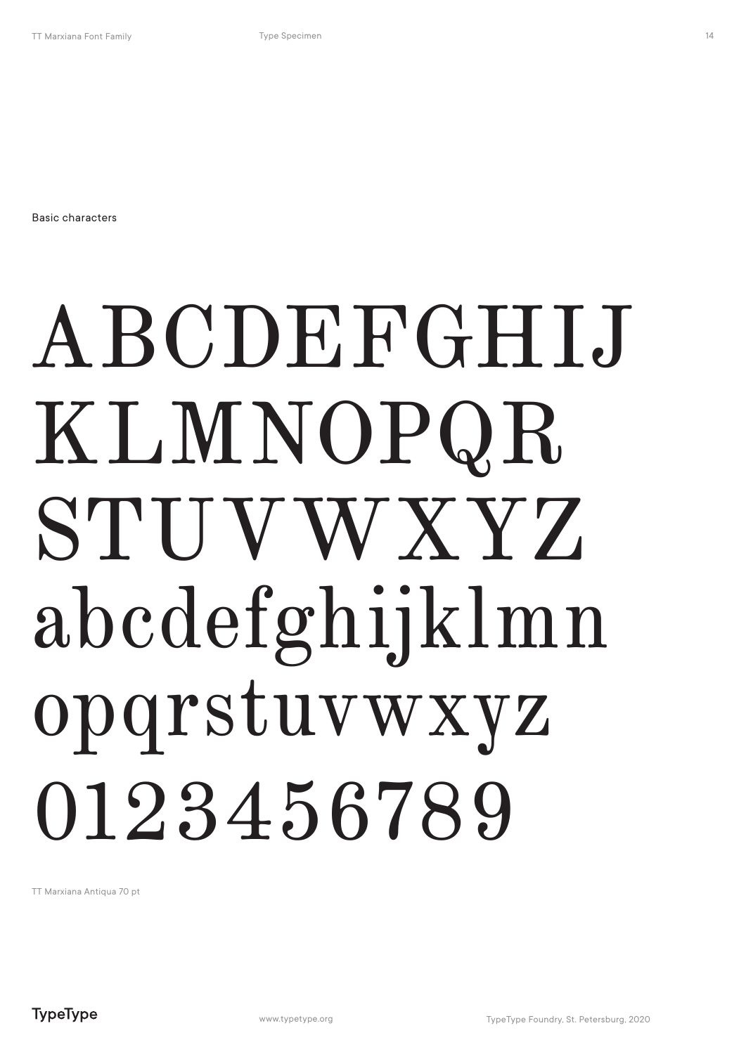Basic characters

ABCDEFGHIJ
KLMNOPQR
STUVWXYZ
abcdefghijklmn
opqrstuvwxyz
0123456789

TT Marxiana Antiqua 70 pt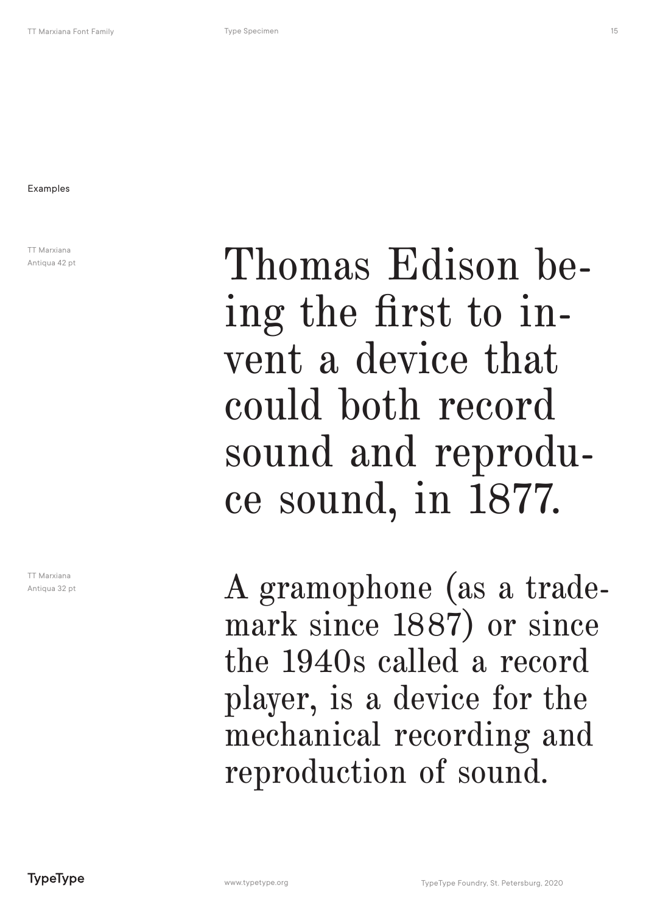Examples

TT Marxiana Antiqua 42 pt

Thomas Edison being the first to invent a device that could both record sound and reproduce sound, in 1877.

TT Marxiana Antiqua 32 pt

A gramophone (as a trademark since 1887) or since the 1940s called a record player, is a device for the mechanical recording and reproduction of sound.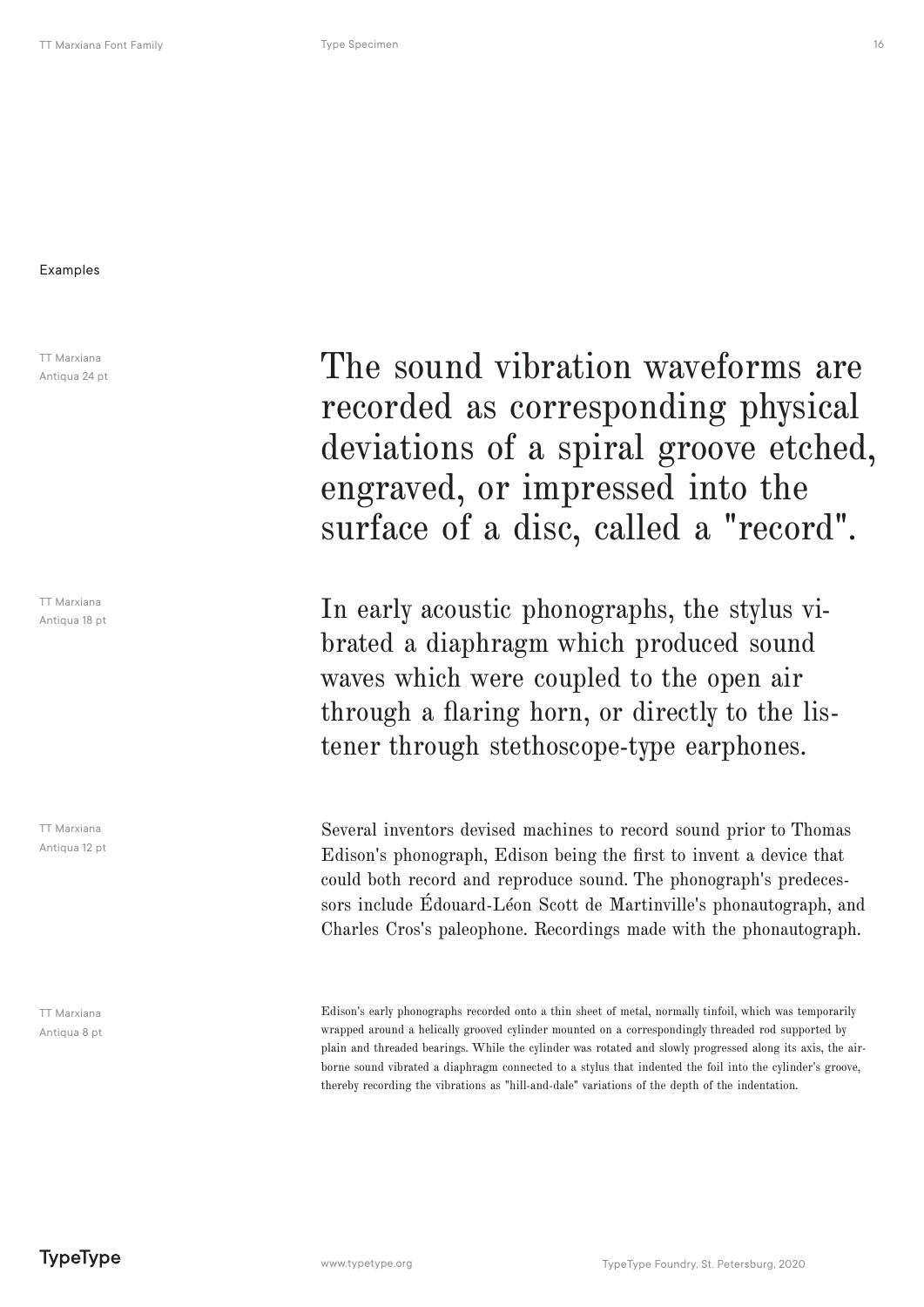## Examples

TT Marxiana Antiqua 24 pt

The sound vibration waveforms are recorded as corresponding physical deviations of a spiral groove etched, engraved, or impressed into the surface of a disc, called a "record".

TT Marxiana Antiqua 18 pt

In early acoustic phonographs, the stylus vibrated a diaphragm which produced sound waves which were coupled to the open air through a flaring horn, or directly to the listener through stethoscope-type earphones.

TT Marxiana Antiqua 12 pt

Several inventors devised machines to record sound prior to Thomas Edison's phonograph, Edison being the first to invent a device that could both record and reproduce sound. The phonograph's predecessors include Édouard-Léon Scott de Martinville's phonautograph, and Charles Cros's paleophone. Recordings made with the phonautograph.

TT Marxiana Antiqua 8 pt

Edison's early phonographs recorded onto a thin sheet of metal, normally tinfoil, which was temporarily wrapped around a helically grooved cylinder mounted on a correspondingly threaded rod supported by plain and threaded bearings. While the cylinder was rotated and slowly progressed along its axis, the airborne sound vibrated a diaphragm connected to a stylus that indented the foil into the cylinder's groove, thereby recording the vibrations as "hill-and-dale" variations of the depth of the indentation.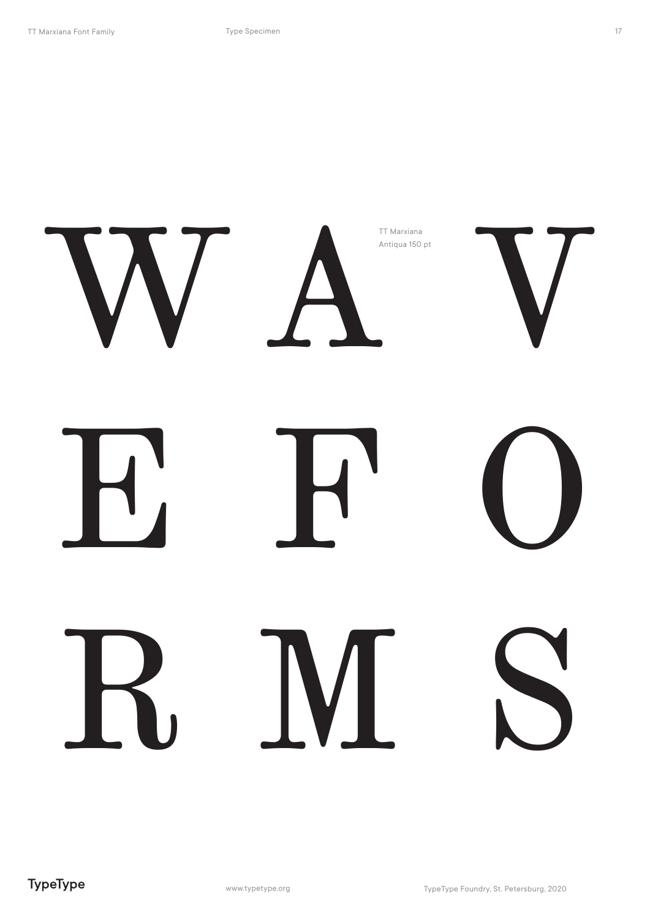W A V

TT Marxiana Antiqua 150 pt

E F O

R M S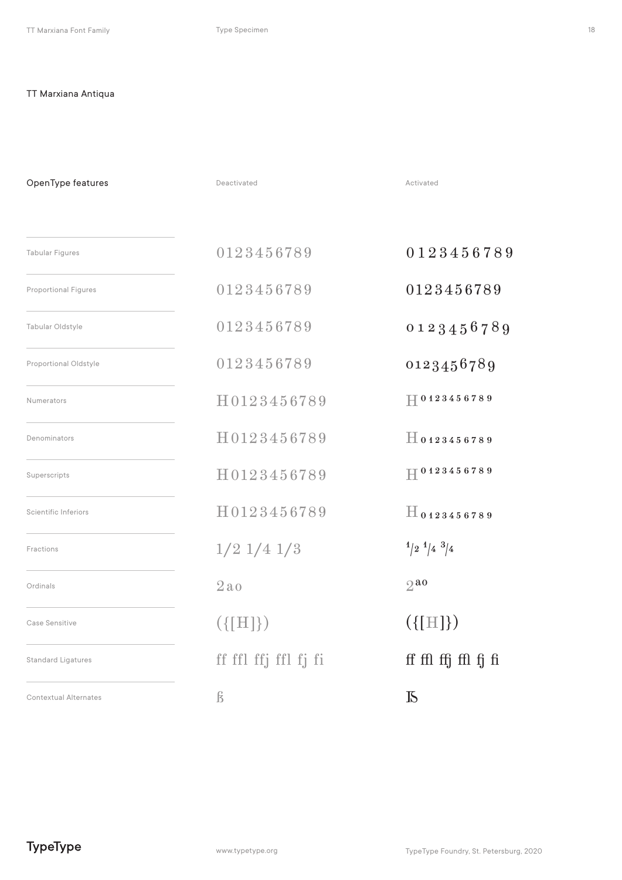TT Marxiana Antiqua

| OpenType features | Deactivated | Activated |
| --- | --- | --- |
| Tabular Figures | 0123456789 | 0123456789 |
| Proportional Figures | 0123456789 | 0123456789 |
| Tabular Oldstyle | 0123456789 | 0123456789 |
| Proportional Oldstyle | 0123456789 | 0123456789 |
| Numerators | H0123456789 | H0123456789 |
| Denominators | H0123456789 | H0123456789 |
| Superscripts | H0123456789 | H0123456789 |
| Scientific Inferiors | H0123456789 | H0123456789 |
| Fractions | 1/2 1/4 1/3 | ½ ¼ ¾ |
| Ordinals | 2ao | 2ao |
| Case Sensitive | ({[H]}) | ({[H]}) |
| Standard Ligatures | ff ffl ffj ffl fj fi | ff ffl ffj ffl fj fi |
| Contextual Alternates | ß | ſs |

TypeType

www.typetype.org

TypeType Foundry, St. Petersburg, 2020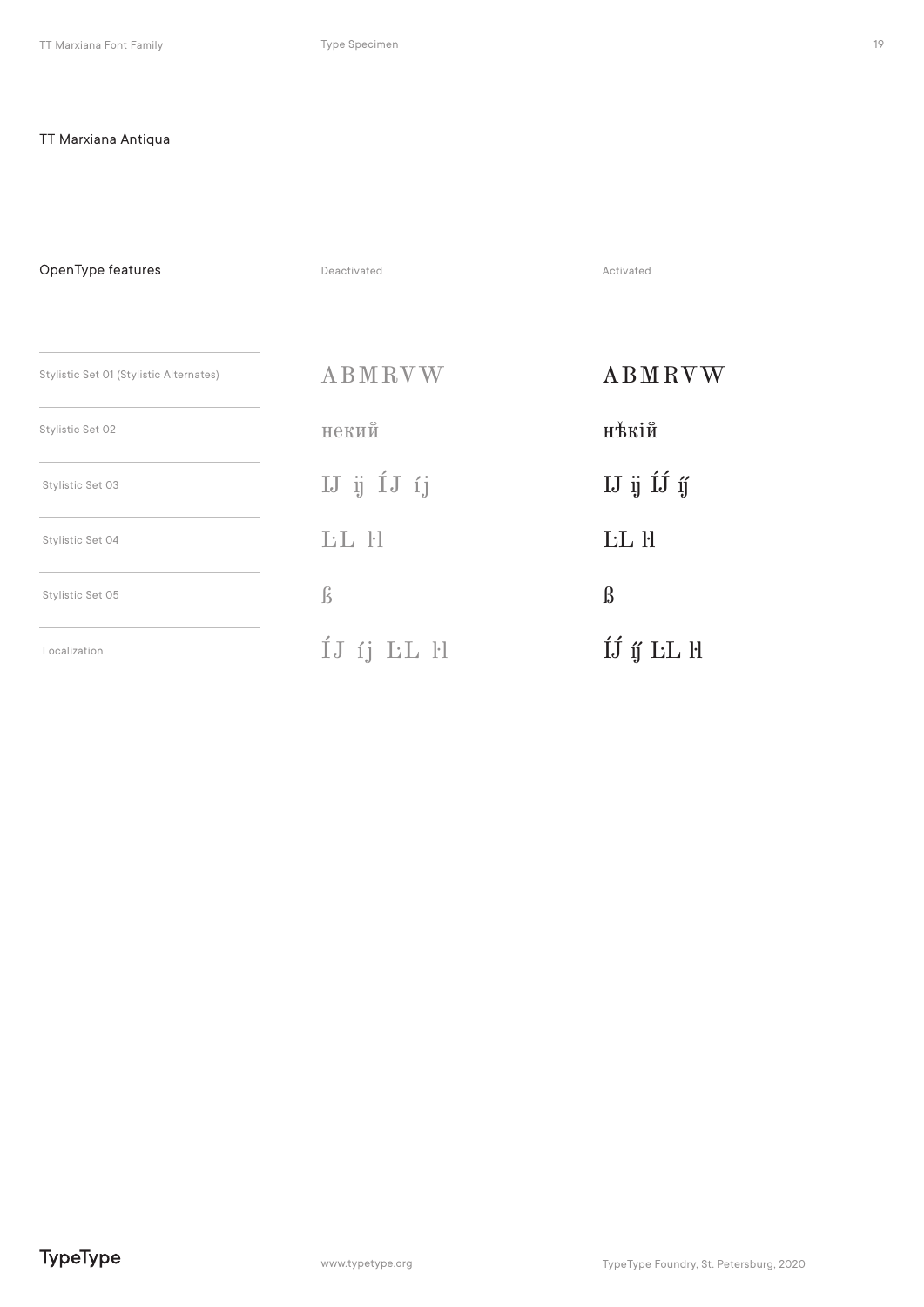TT Marxiana Antiqua

| OpenType features | Deactivated | Activated |
|---|---|---|
| Stylistic Set 01 (Stylistic Alternates) | ABMRVW | ABMRVW |
| Stylistic Set 02 | некий | нѣкій |
| Stylistic Set 03 | IJ ij ÍJ íj | IJ ij ÍJ́ íj́ |
| Stylistic Set 04 | L·L l·l | L·L l·l |
| Stylistic Set 05 | ẞ | ẞ |
| Localization | ÍJ íj L·L l·l | ÍJ́ íj́ L·L l·l |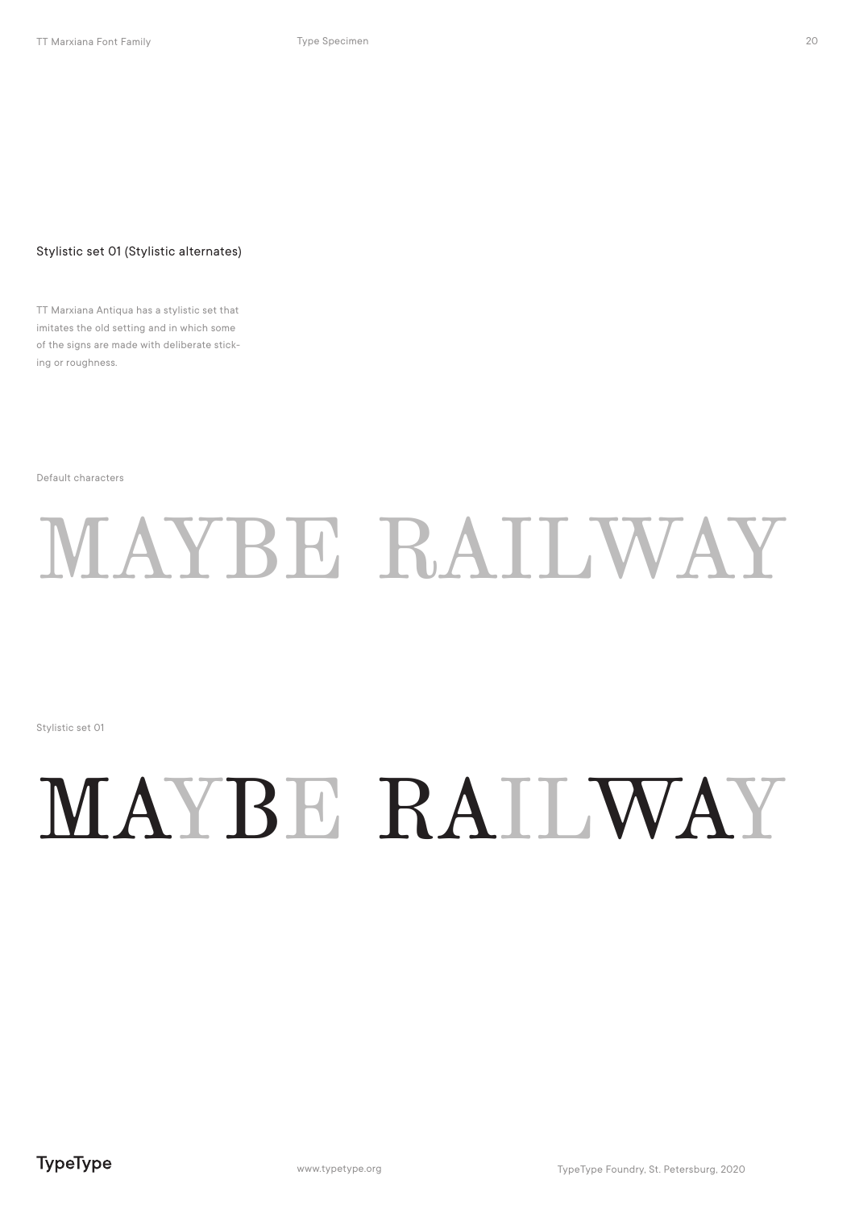## Stylistic set 01 (Stylistic alternates)

TT Marxiana Antiqua has a stylistic set that imitates the old setting and in which some of the signs are made with deliberate sticking or roughness.

Default characters

# MAYBE RAILWAY

Stylistic set 01

# MAYBE RAILWAY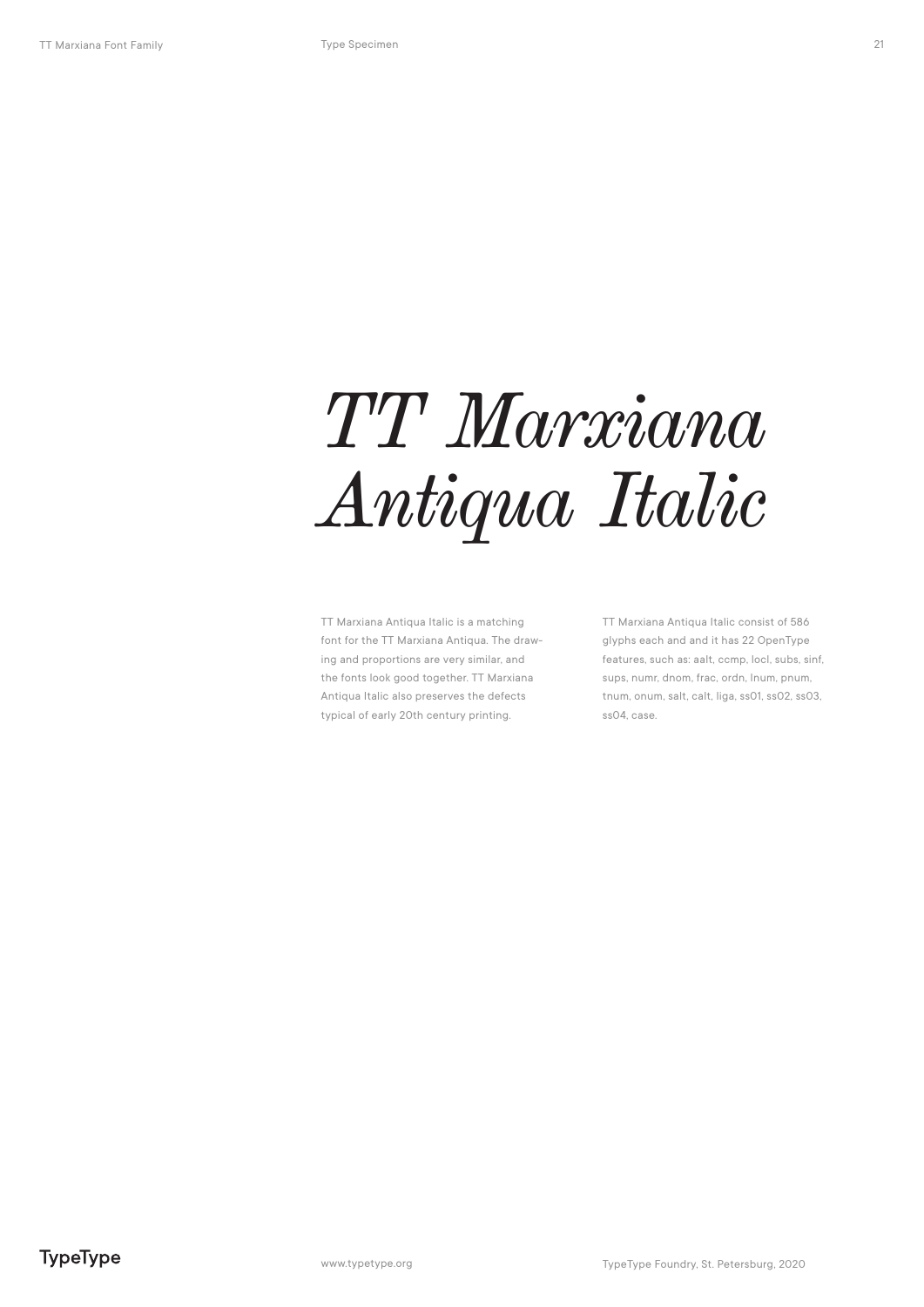# *TT Marxiana Antiqua Italic*

TT Marxiana Antiqua Italic is a matching font for the TT Marxiana Antiqua. The drawing and proportions are very similar, and the fonts look good together. TT Marxiana Antiqua Italic also preserves the defects typical of early 20th century printing.

TT Marxiana Antiqua Italic consist of 586 glyphs each and and it has 22 OpenType features, such as: aalt, ccmp, locl, subs, sinf, sups, numr, dnom, frac, ordn, lnum, pnum, tnum, onum, salt, calt, liga, ss01, ss02, ss03, ss04, case.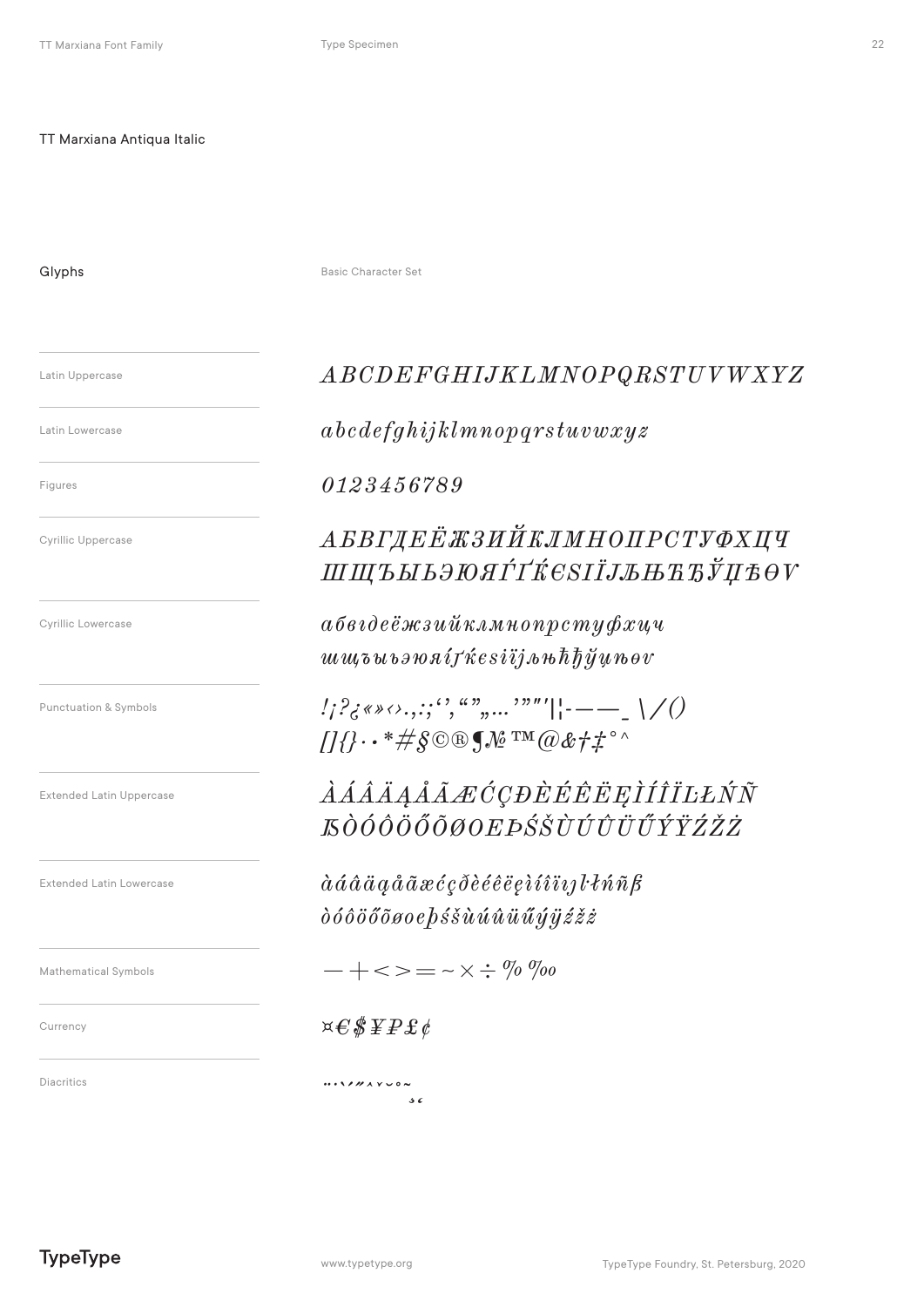TT Marxiana Antiqua Italic

## Glyphs

Basic Character Set

Latin Uppercase

*ABCDEFGHIJKLMNOPQRSTUVWXYZ*

Latin Lowercase

*abcdefghijklmnopqrstuvwxyz*

Figures

*0123456789*

Cyrillic Uppercase

*АБВГДЕЁЖЗИЙКЛМНОПРСТУФХЦЧ ШЩЪЫЬЭЮЯЃҐЌЄЅІЇЈЉЊЋЂЎЏѢѲѴ*

Cyrillic Lowercase

*абвгдеёжзийклмнопрстуфхцч шщъыьэюяѓґќєѕіїјљњћђўџѣѳѵ*

Punctuation & Symbols

*!¡?¿«»‹›.,:;‘’‚“”„…'"′″|¦-–—_ \/() []{}·•*#§©®¶№™@&†‡°^*

Extended Latin Uppercase

*ÀÁÂÄĄÅÃÆĆÇĐÈÉÊËĘÌÍÎÏĿŁŃÑ ẞÒÓÔÖŐÕØŒÞŚŠÙÚÛÜŰÝŸŹŽŻ*

Extended Latin Lowercase

*àáâäąåãæćçðèéêëęìíîïıȷŀłńñß òóôöőõøœþśšùúûüűýÿźžż*

Mathematical Symbols

*−+<>=~×÷%‰*

Currency

*¤€$¥₽£¢*

Diacritics

*¨˙`´˝ˆˇ˘˚˜¸˛*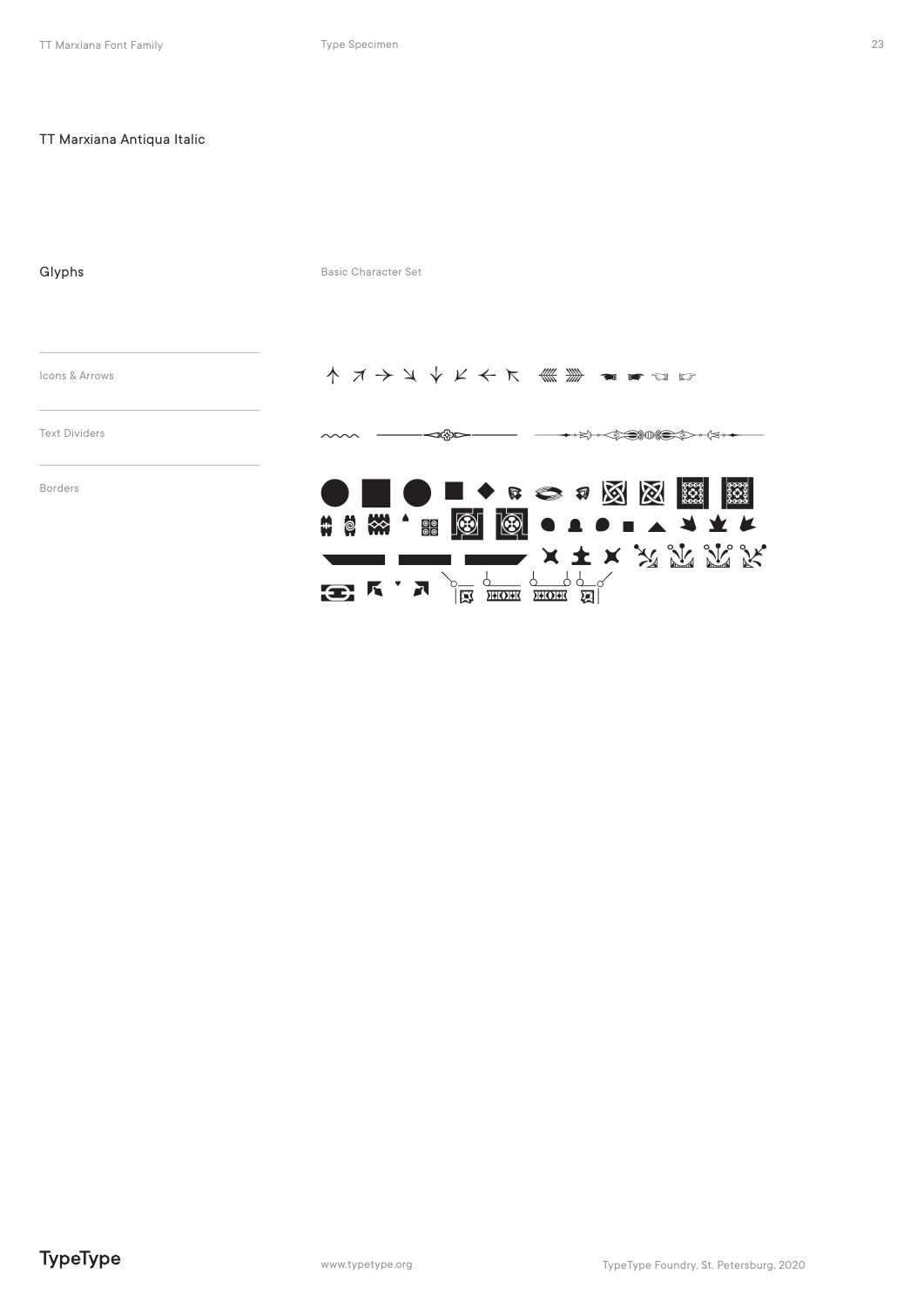## TT Marxiana Antiqua Italic

### Glyphs

Basic Character Set

Icons & Arrows

↑ ↗ → ↘ ↓ ↙ ← ↖

Text Dividers

Borders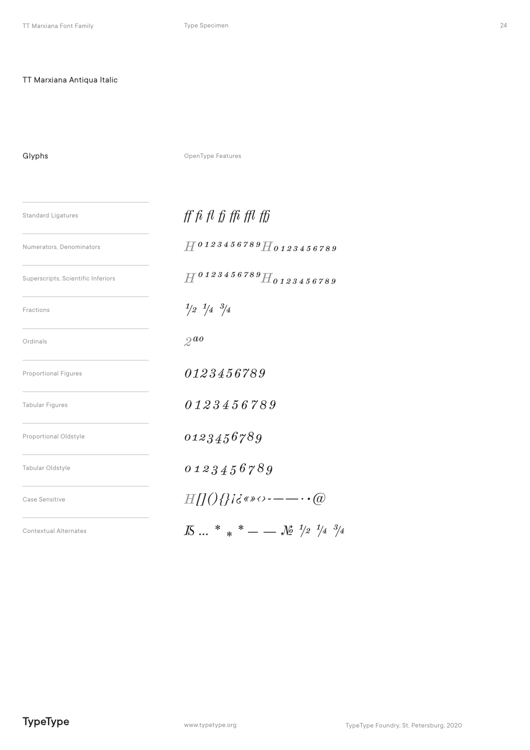## TT Marxiana Antiqua Italic

### Glyphs

OpenType Features

| Feature | Sample |
|---|---|
| Standard Ligatures | ff fi fl fj ffi ffl ffj |
| Numerators, Denominators | H 0123456789 H 0123456789 |
| Superscripts, Scientific Inferiors | H 0123456789 H 0123456789 |
| Fractions | ½ ¼ ¾ |
| Ordinals | 2ªº |
| Proportional Figures | 0123456789 |
| Tabular Figures | 0123456789 |
| Proportional Oldstyle | 0123456789 |
| Tabular Oldstyle | 0123456789 |
| Case Sensitive | H[](){}¡¿«»‹›-—–·•@ |
| Contextual Alternates | JS … * * * — — № ½ ¼ ¾ |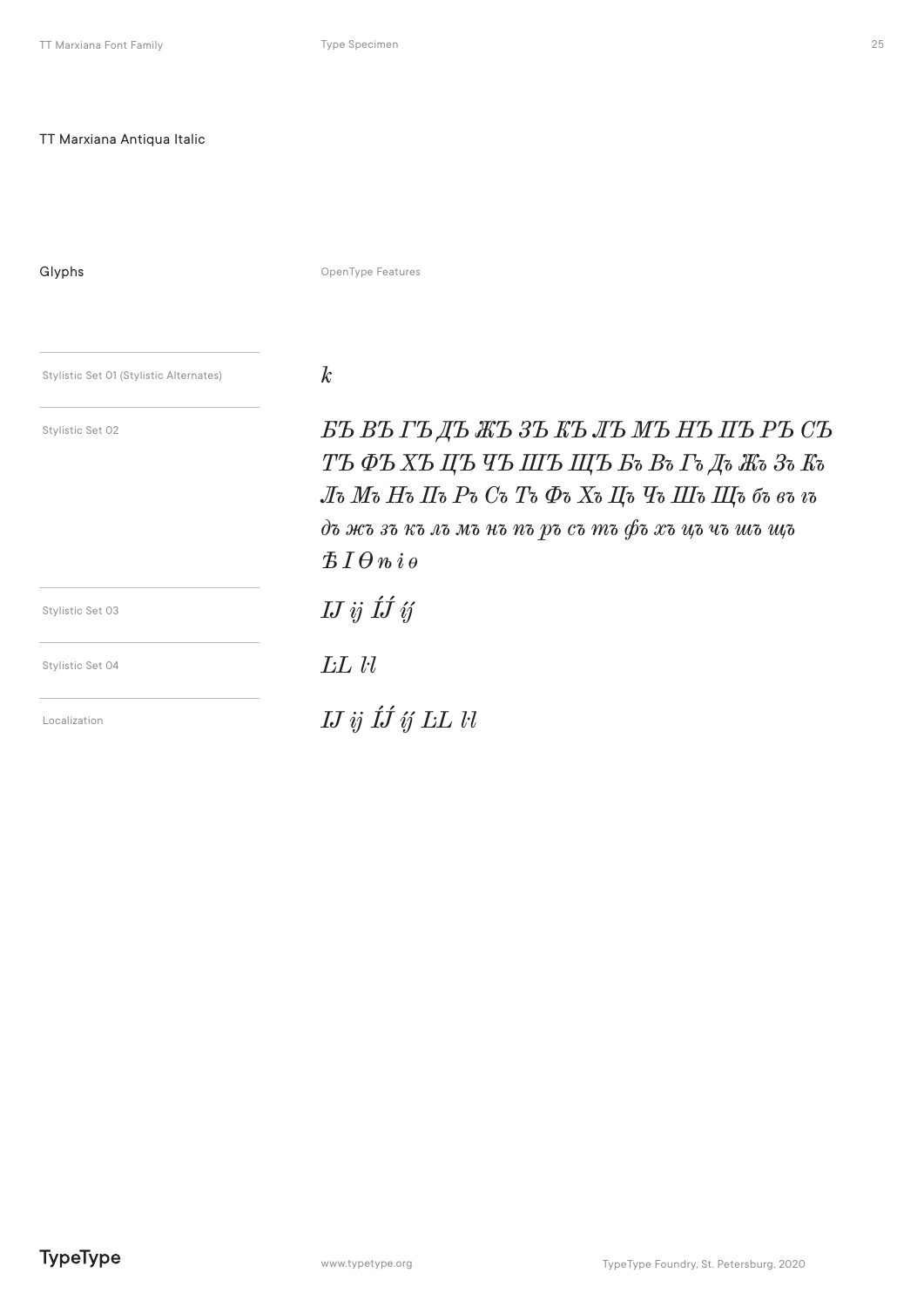TT Marxiana Antiqua Italic

Glyphs

OpenType Features

| | |
|---|---|
| Stylistic Set 01 (Stylistic Alternates) | *k* |
| Stylistic Set 02 | *БЪ ВЪ ГЪ ДЪ ЖЪ ЗЪ КЪ ЛЪ МЪ НЪ ПЪ РЪ СЪ ТЪ ФЪ ХЪ ЦЪ ЧЪ ШЪ ЩЪ Бъ Въ Гъ Дъ Жъ Зъ Къ Лъ Мъ Нъ Пъ Ръ Съ Тъ Фъ Хъ Цъ Чъ Шъ Щъ бъ въ гъ дъ жъ зъ къ лъ мъ нъ пъ ръ съ тъ фъ хъ цъ чъ шъ щъ Ѣ І Ѳ ѣ і ѳ* |
| Stylistic Set 03 | *IJ ij ÍJ́ íj́* |
| Stylistic Set 04 | *L·L l·l* |
| Localization | *IJ ij ÍJ́ íj́ L·L l·l* |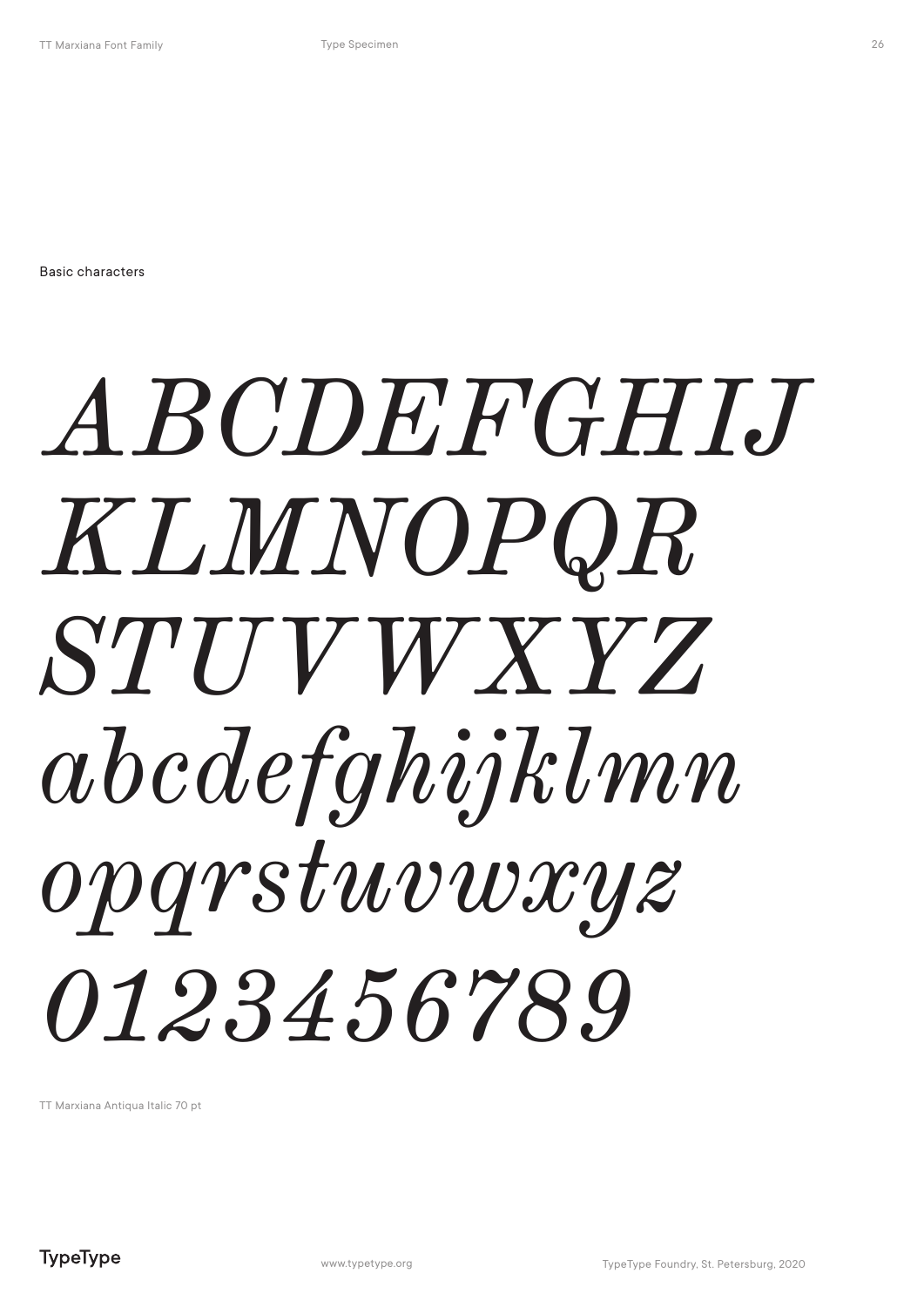Basic characters

*ABCDEFGHIJ*
*KLMNOPQR*
*STUVWXYZ*
*abcdefghijklmn*
*opqrstuvwxyz*
*0123456789*

TT Marxiana Antiqua Italic 70 pt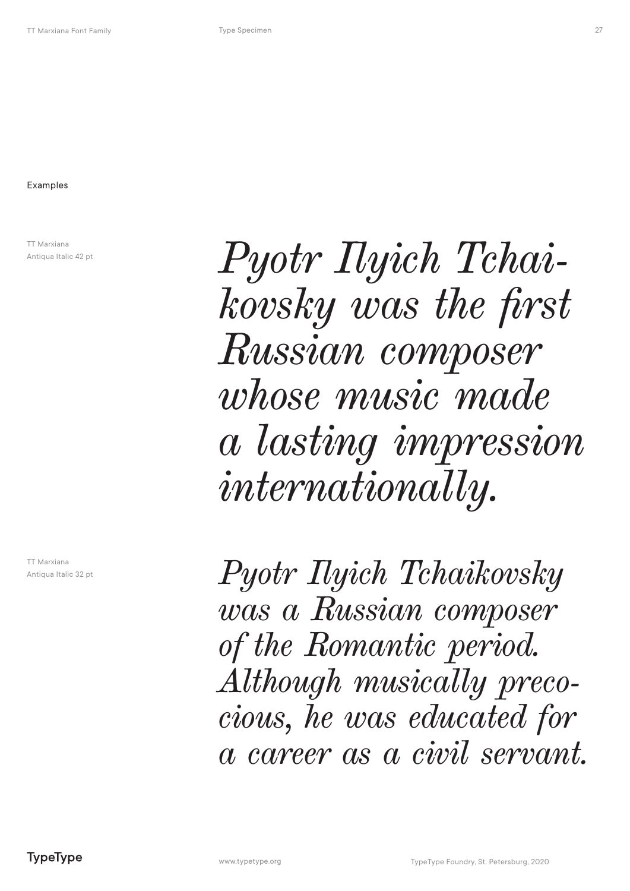Examples

TT Marxiana
Antiqua Italic 42 pt

*Pyotr Ilyich Tchai-
kovsky was the first
Russian composer
whose music made
a lasting impression
internationally.*

TT Marxiana
Antiqua Italic 32 pt

*Pyotr Ilyich Tchaikovsky
was a Russian composer
of the Romantic period.
Although musically preco-
cious, he was educated for
a career as a civil servant.*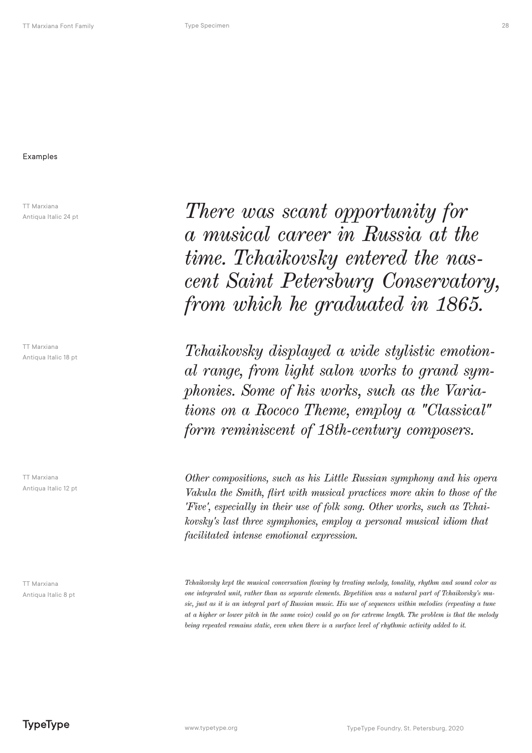## Examples

TT Marxiana Antiqua Italic 24 pt

*There was scant opportunity for a musical career in Russia at the time. Tchaikovsky entered the nascent Saint Petersburg Conservatory, from which he graduated in 1865.*

TT Marxiana Antiqua Italic 18 pt

*Tchaikovsky displayed a wide stylistic emotional range, from light salon works to grand symphonies. Some of his works, such as the Variations on a Rococo Theme, employ a "Classical" form reminiscent of 18th-century composers.*

TT Marxiana Antiqua Italic 12 pt

*Other compositions, such as his Little Russian symphony and his opera Vakula the Smith, flirt with musical practices more akin to those of the 'Five', especially in their use of folk song. Other works, such as Tchaikovsky's last three symphonies, employ a personal musical idiom that facilitated intense emotional expression.*

TT Marxiana Antiqua Italic 8 pt

*Tchaikovsky kept the musical conversation flowing by treating melody, tonality, rhythm and sound color as one integrated unit, rather than as separate elements. Repetition was a natural part of Tchaikovsky's music, just as it is an integral part of Russian music. His use of sequences within melodies (repeating a tune at a higher or lower pitch in the same voice) could go on for extreme length. The problem is that the melody being repeated remains static, even when there is a surface level of rhythmic activity added to it.*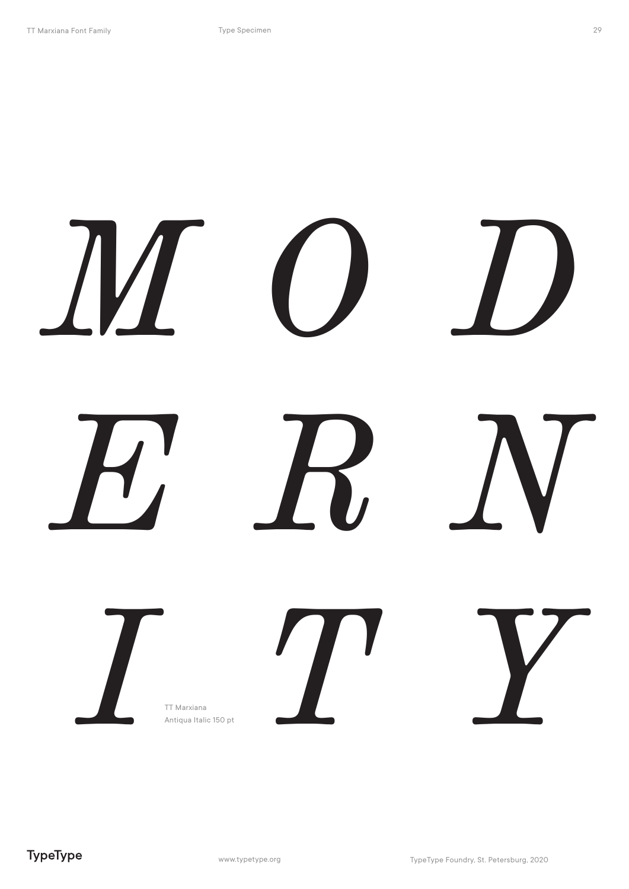*M O D*

*E R N*

*I T Y*

TT Marxiana
Antiqua Italic 150 pt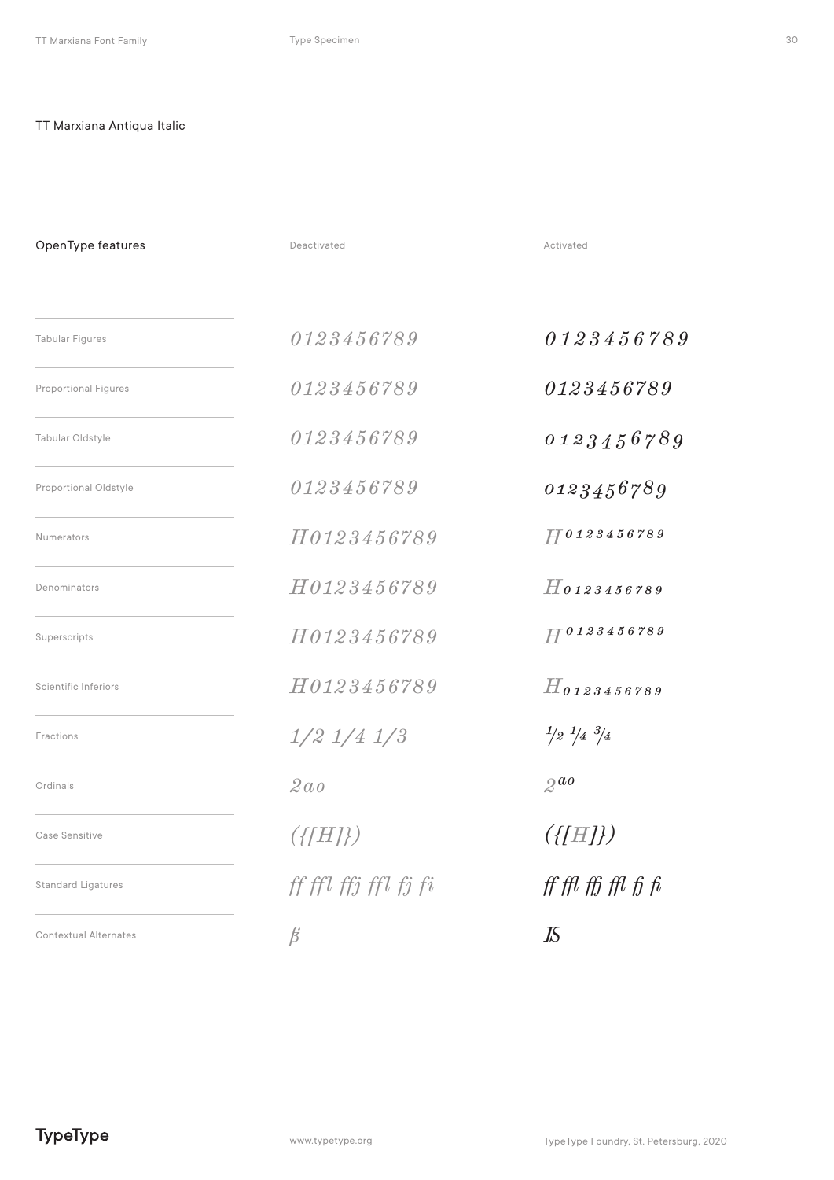TT Marxiana Antiqua Italic

| OpenType features | Deactivated | Activated |
|---|---|---|
| Tabular Figures | 0123456789 | 0123456789 |
| Proportional Figures | 0123456789 | 0123456789 |
| Tabular Oldstyle | 0123456789 | 0123456789 |
| Proportional Oldstyle | 0123456789 | 0123456789 |
| Numerators | H0123456789 | H0123456789 |
| Denominators | H0123456789 | H0123456789 |
| Superscripts | H0123456789 | H0123456789 |
| Scientific Inferiors | H0123456789 | H0123456789 |
| Fractions | 1/2 1/4 1/3 | ½ ¼ ¾ |
| Ordinals | 2ao | 2ao |
| Case Sensitive | ({[H]}) | ({[H]}) |
| Standard Ligatures | ff ffl ffj ffl fj fi | ff ffl ffj ffl fj fi |
| Contextual Alternates | ß | ẞ |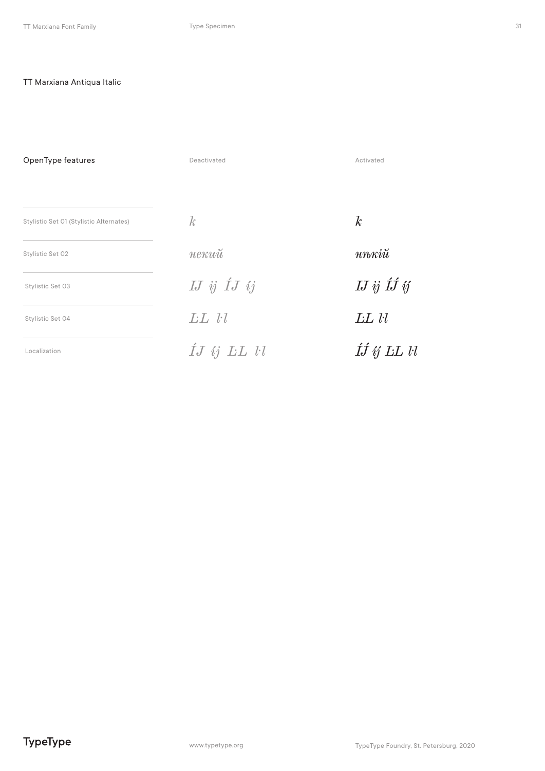## TT Marxiana Antiqua Italic

| OpenType features | Deactivated | Activated |
| --- | --- | --- |
| Stylistic Set 01 (Stylistic Alternates) | *k* | ***k*** |
| Stylistic Set 02 | *некий* | ***нькій*** |
| Stylistic Set 03 | *IJ ij ÍJ íj* | ***IJ ij ÍJ́ íj́*** |
| Stylistic Set 04 | *L·L l·l* | ***L·L l·l*** |
| Localization | *ÍJ íj L·L l·l* | ***ÍJ́ íj́ L·L l·l*** |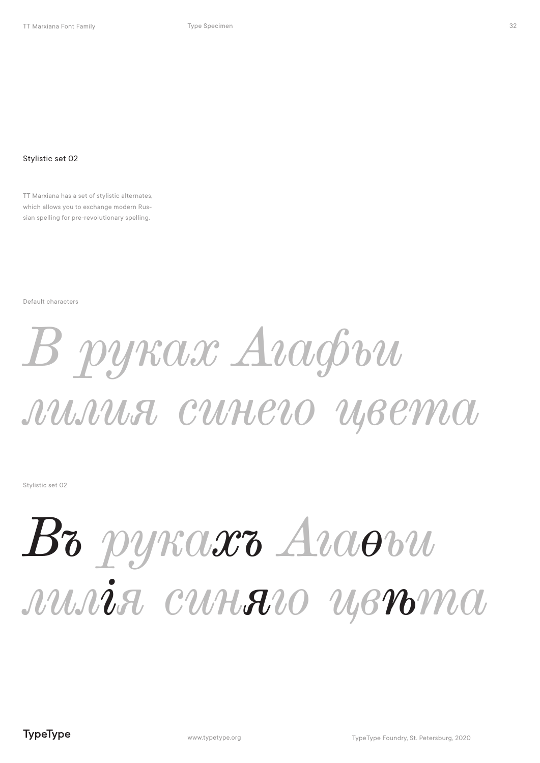Stylistic set 02

TT Marxiana has a set of stylistic alternates, which allows you to exchange modern Russian spelling for pre-revolutionary spelling.

Default characters

*В руках Агафьи лилия синего цвета*

Stylistic set 02

*Въ рукахъ Агаѳьи лилія синяго цвѣта*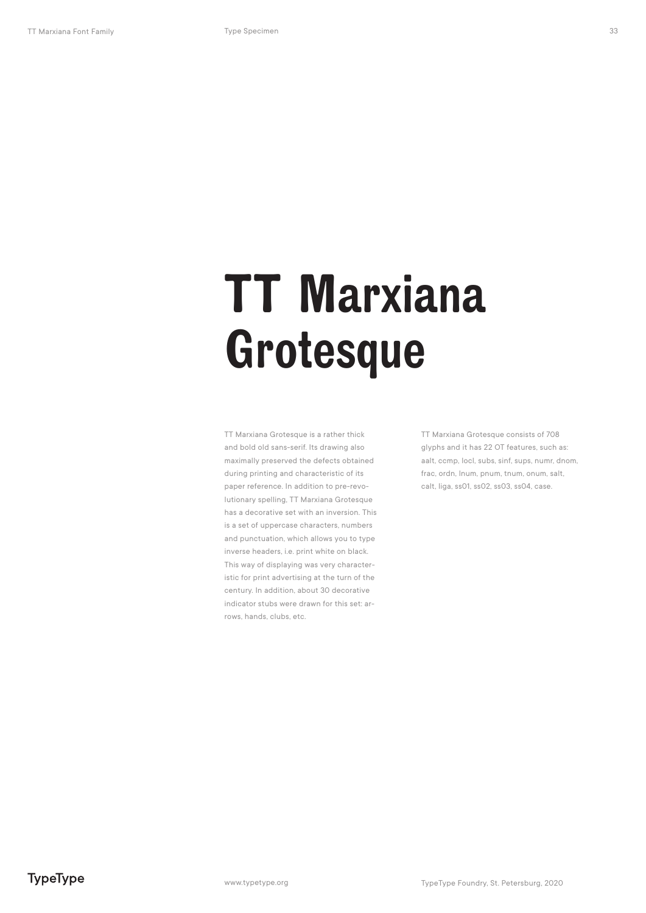# TT Marxiana Grotesque

TT Marxiana Grotesque is a rather thick and bold old sans-serif. Its drawing also maximally preserved the defects obtained during printing and characteristic of its paper reference. In addition to pre-revolutionary spelling, TT Marxiana Grotesque has a decorative set with an inversion. This is a set of uppercase characters, numbers and punctuation, which allows you to type inverse headers, i.e. print white on black. This way of displaying was very characteristic for print advertising at the turn of the century. In addition, about 30 decorative indicator stubs were drawn for this set: arrows, hands, clubs, etc.

TT Marxiana Grotesque consists of 708 glyphs and it has 22 OT features, such as: aalt, ccmp, locl, subs, sinf, sups, numr, dnom, frac, ordn, lnum, pnum, tnum, onum, salt, calt, liga, ss01, ss02, ss03, ss04, case.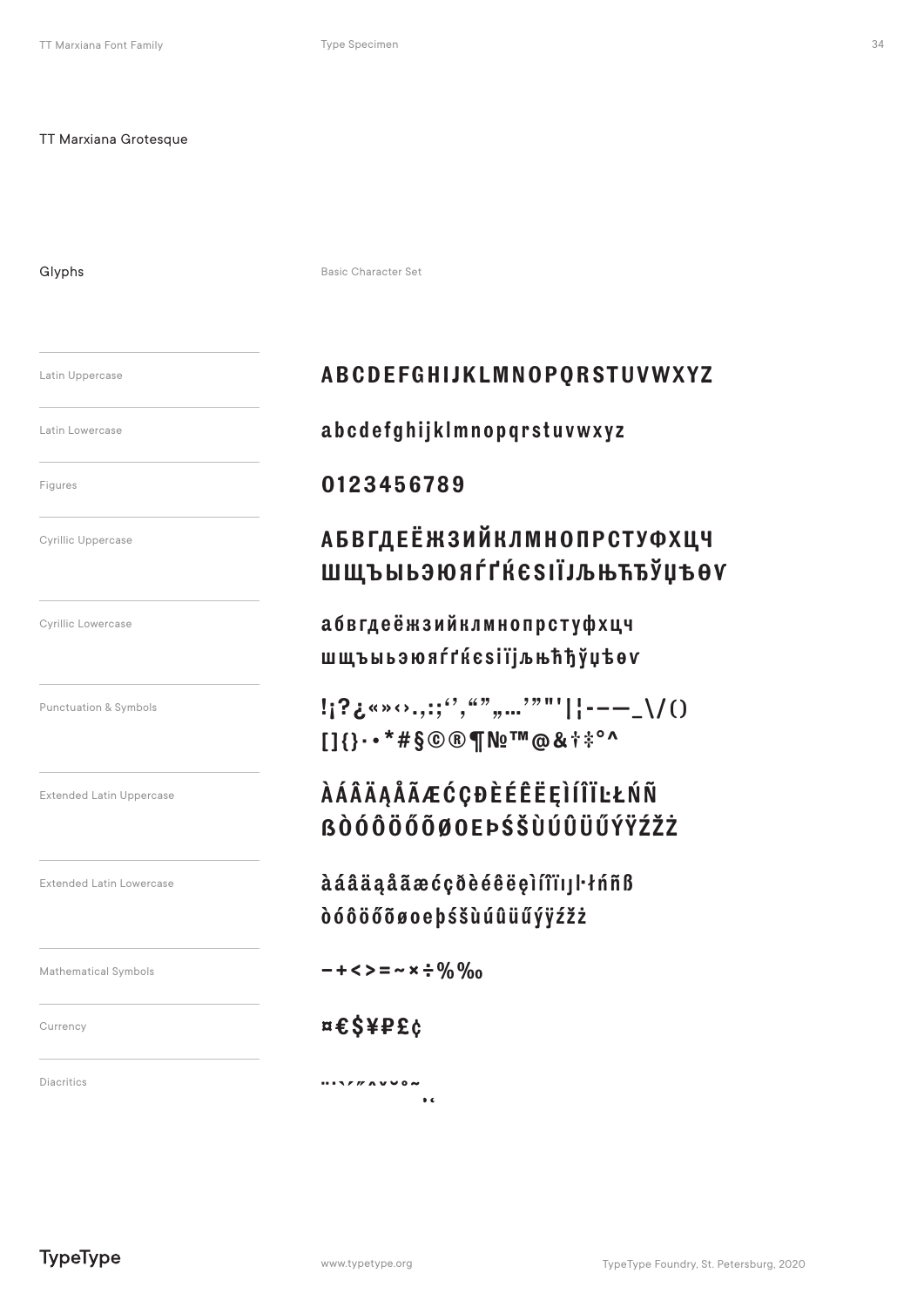TT Marxiana Grotesque

Glyphs

Basic Character Set

| | |
|---|---|
| Latin Uppercase | ABCDEFGHIJKLMNOPQRSTUVWXYZ |
| Latin Lowercase | abcdefghijklmnopqrstuvwxyz |
| Figures | 0123456789 |
| Cyrillic Uppercase | АБВГДЕЁЖЗИЙКЛМНОПРСТУФХЦЧ ШЩЪЫЬЭЮЯЃҐЌЄЅІЇЈЉЊЋЂЎЏѢѲѴ |
| Cyrillic Lowercase | абвгдеёжзийклмнопрстуфхцч шщъыьэюяѓґќєѕіїјљњћђўџѣѳѵ |
| Punctuation & Symbols | !¡?¿«»‹›.,:;‘’‚“”„…’”"'\|¦‐–—_\/() []{}·•*#§©®¶№™@&†‡°^ |
| Extended Latin Uppercase | ÀÁÂÄĄÅÃÆĆÇĐÈÉÊËĘÌÍÎÏĿŁŃÑ ẞÒÓÔÖŐÕØŒÞŚŠÙÚÛÜŰÝŸŹŽŻ |
| Extended Latin Lowercase | àáâäąåãæćçðèéêëęìíîïıȷŀłńñß òóôöőõøœþśšùúûüűýÿźžż |
| Mathematical Symbols | −+<>=~×÷%‰ |
| Currency | ¤€$¥₽£¢ |
| Diacritics | ¨˙`´˝ˆˇ˘˚˜ ¸˛ |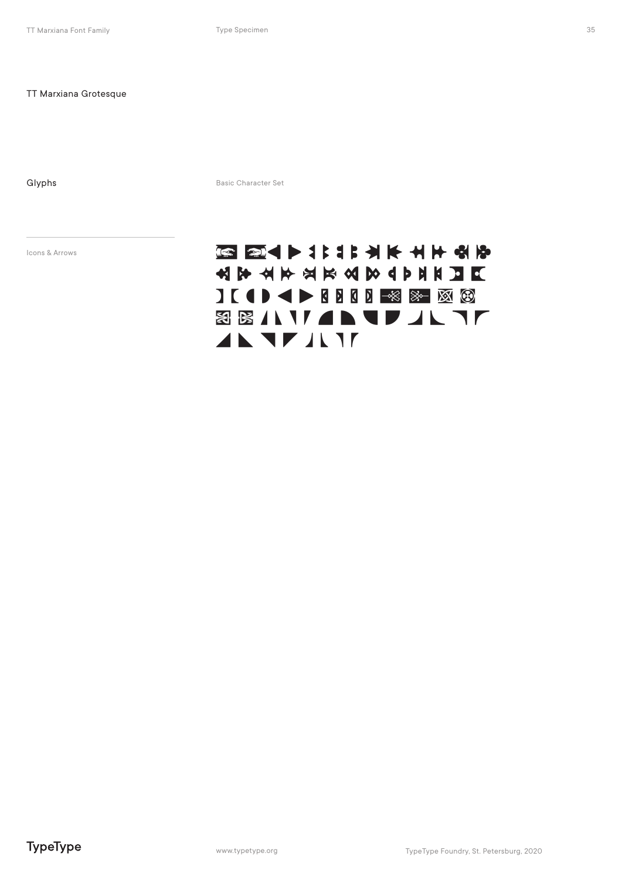## TT Marxiana Grotesque

### Glyphs

Basic Character Set

Icons & Arrows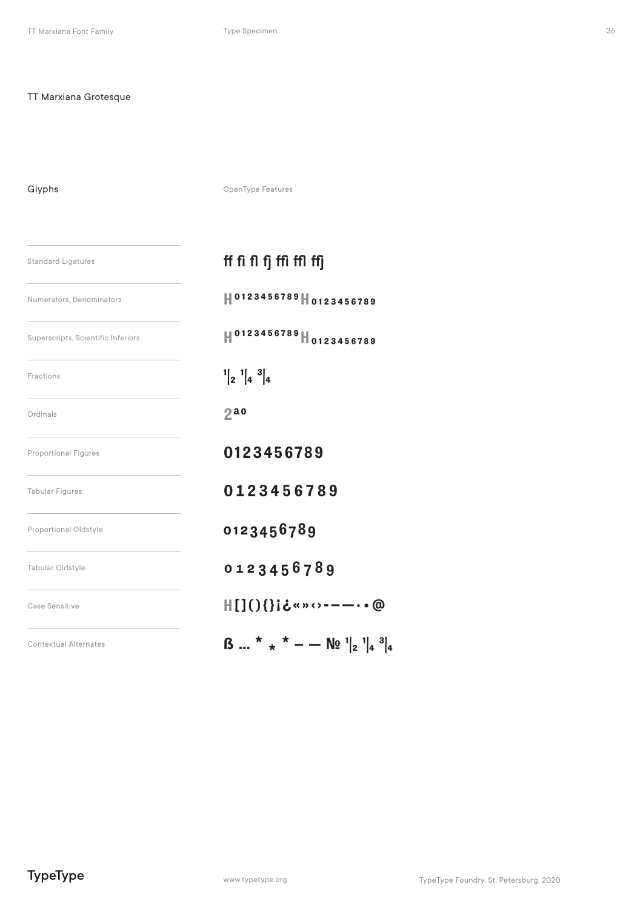## TT Marxiana Grotesque

### Glyphs

OpenType Features

| Feature | Sample |
| --- | --- |
| Standard Ligatures | ff fi fl fj ffi ffl ffj |
| Numerators, Denominators | H 0123456789 H 0123456789 |
| Superscripts, Scientific Inferiors | H 0123456789 H 0123456789 |
| Fractions | 1/2 1/4 3/4 |
| Ordinals | 2ªº |
| Proportional Figures | 0123456789 |
| Tabular Figures | 0123456789 |
| Proportional Oldstyle | 0123456789 |
| Tabular Oldstyle | 0123456789 |
| Case Sensitive | H[](){}¡¿«»‹›-–—·•@ |
| Contextual Alternates | ß ... * * * – — № 1/2 1/4 3/4 |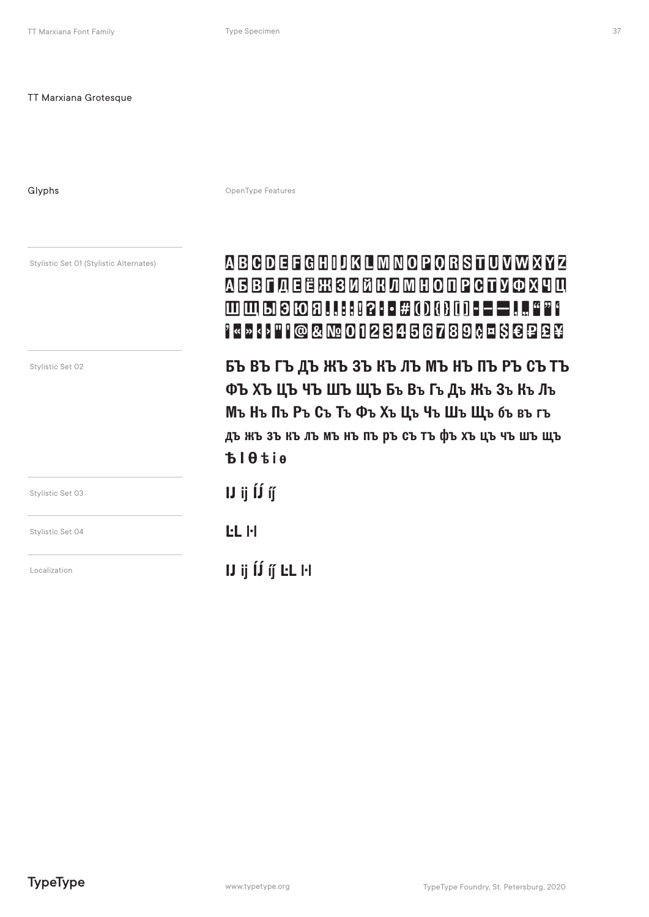TT Marxiana Grotesque

Glyphs

OpenType Features

| Feature | Glyphs |
| --- | --- |
| Stylistic Set 01 (Stylistic Alternates) | A B C D E F G H I J K L M N O P Q R S T U V W X Y Z А Б В Г Д Е Ё Ж З И Й К Л М Н О П Р С Т У Ф Х Ч Ц Ш Щ Ы Э Ю Я . , : ; ! ? · • # ( ) { } [ ] - – — ‚ „ “ ” ‘ ’ « » ‹ › " ' @ & № 0 1 2 3 4 5 6 7 8 9 ¢ ¤ $ € ₽ £ ¥ |
| Stylistic Set 02 | БЪ ВЪ ГЪ ДЪ ЖЪ ЗЪ КЪ ЛЪ МЪ НЪ ПЪ РЪ СЪ ТЪ ФЪ ХЪ ЦЪ ЧЪ ШЪ ЩЪ Бъ Въ Гъ Дъ Жъ Зъ Къ Лъ Мъ Нъ Пъ Ръ Съ Тъ Фъ Хъ Цъ Чъ Шъ Щъ бъ въ гъ дъ жъ зъ къ лъ мъ нъ пъ ръ съ тъ фъ хъ цъ чъ шъ щъ Ѣ І Ѳ ѣ і ѳ |
| Stylistic Set 03 | IJ ij ÍJ́ íj́ |
| Stylistic Set 04 | L·L l·l |
| Localization | IJ ij ÍJ́ íj́ L·L l·l |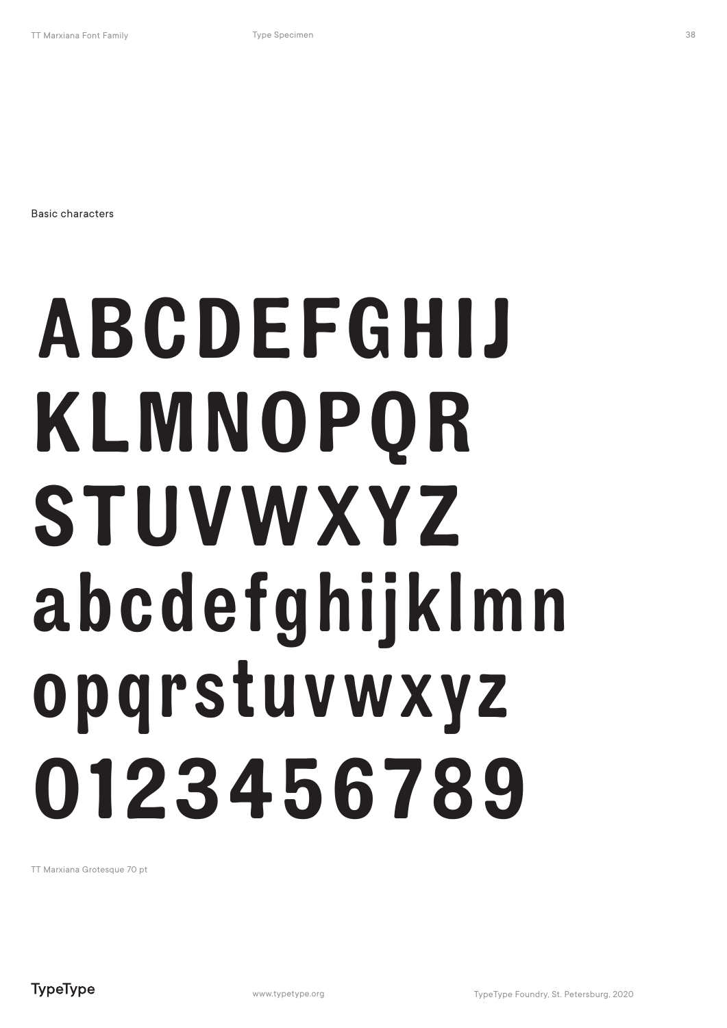Basic characters

ABCDEFGHIJ
KLMNOPQR
STUVWXYZ
abcdefghijklmn
opqrstuvwxyz
0123456789

TT Marxiana Grotesque 70 pt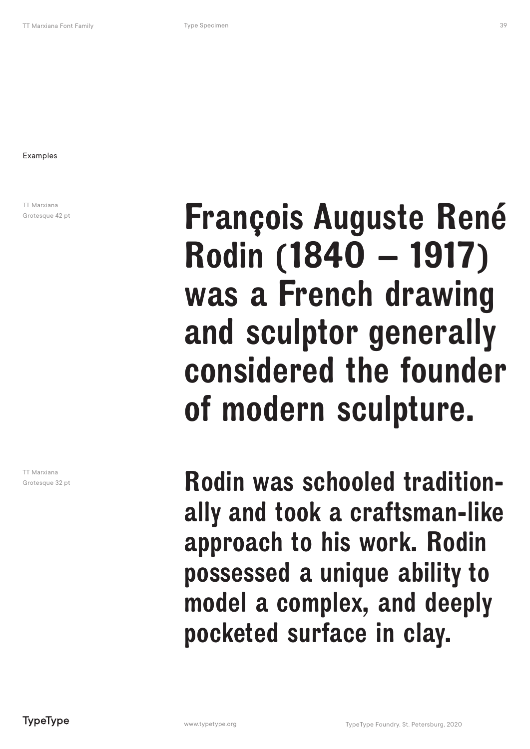Examples

TT Marxiana Grotesque 42 pt

François Auguste René Rodin (1840 – 1917) was a French drawing and sculptor generally considered the founder of modern sculpture.

TT Marxiana Grotesque 32 pt

Rodin was schooled tradition-ally and took a craftsman-like approach to his work. Rodin possessed a unique ability to model a complex, and deeply pocketed surface in clay.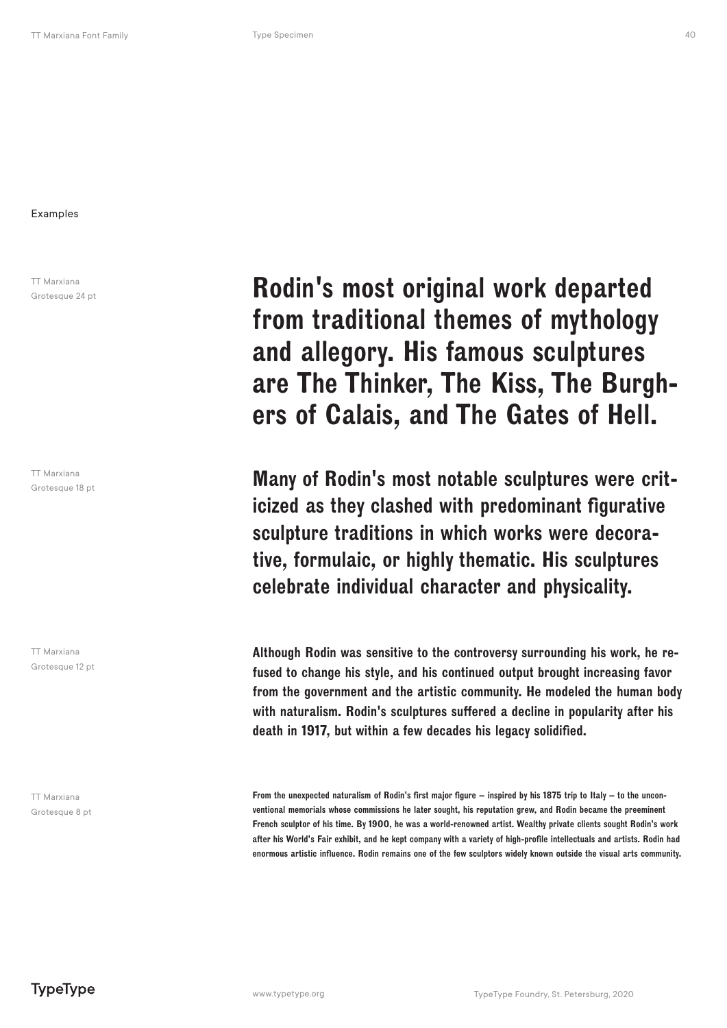Examples

TT Marxiana Grotesque 24 pt

Rodin's most original work departed from traditional themes of mythology and allegory. His famous sculptures are The Thinker, The Kiss, The Burghers of Calais, and The Gates of Hell.

TT Marxiana Grotesque 18 pt

Many of Rodin's most notable sculptures were criticized as they clashed with predominant figurative sculpture traditions in which works were decorative, formulaic, or highly thematic. His sculptures celebrate individual character and physicality.

TT Marxiana Grotesque 12 pt

Although Rodin was sensitive to the controversy surrounding his work, he refused to change his style, and his continued output brought increasing favor from the government and the artistic community. He modeled the human body with naturalism. Rodin's sculptures suffered a decline in popularity after his death in 1917, but within a few decades his legacy solidified.

TT Marxiana Grotesque 8 pt

From the unexpected naturalism of Rodin's first major figure – inspired by his 1875 trip to Italy – to the unconventional memorials whose commissions he later sought, his reputation grew, and Rodin became the preeminent French sculptor of his time. By 1900, he was a world-renowned artist. Wealthy private clients sought Rodin's work after his World's Fair exhibit, and he kept company with a variety of high-profile intellectuals and artists. Rodin had enormous artistic influence. Rodin remains one of the few sculptors widely known outside the visual arts community.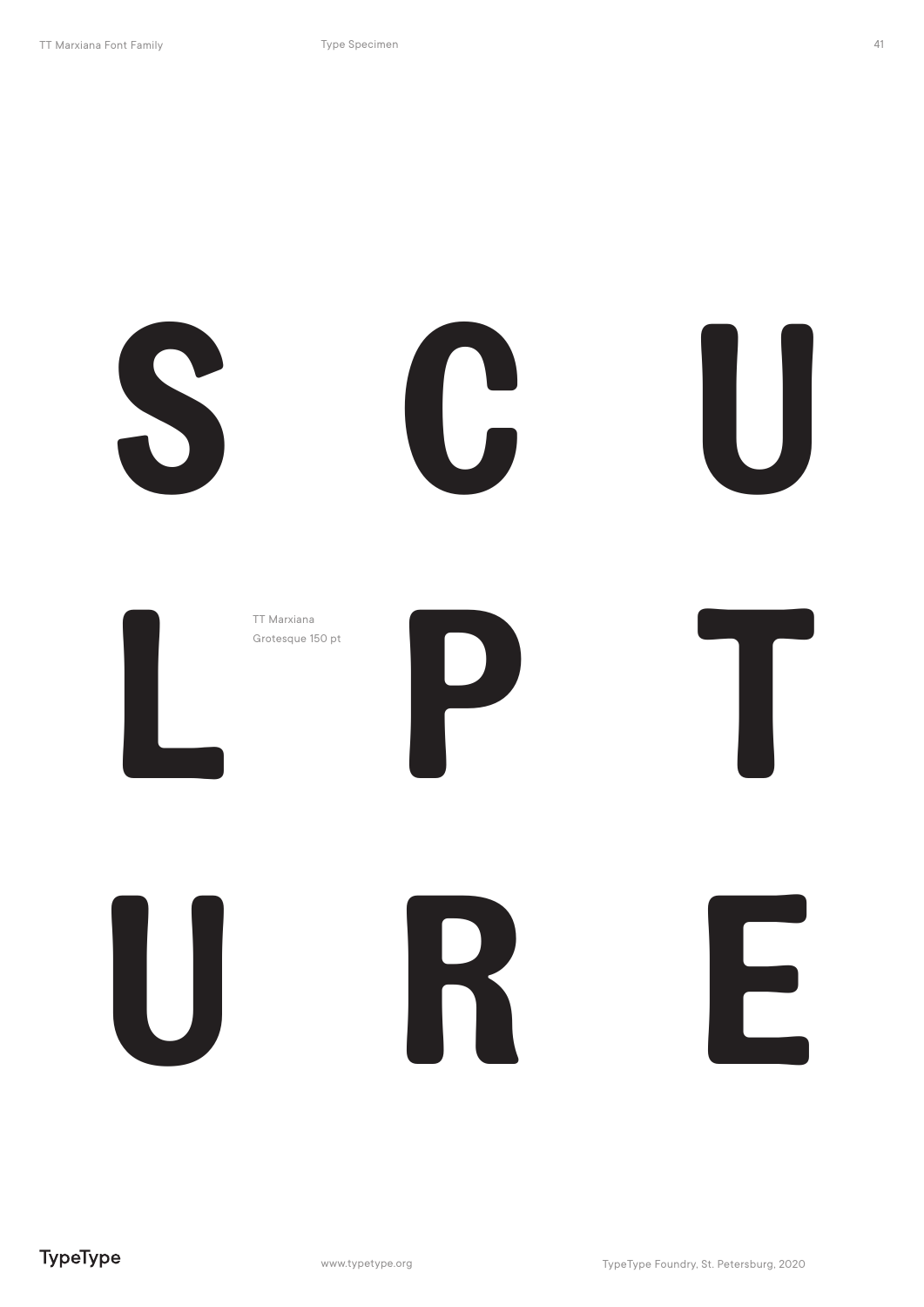S C U

L P T

TT Marxiana
Grotesque 150 pt

U R E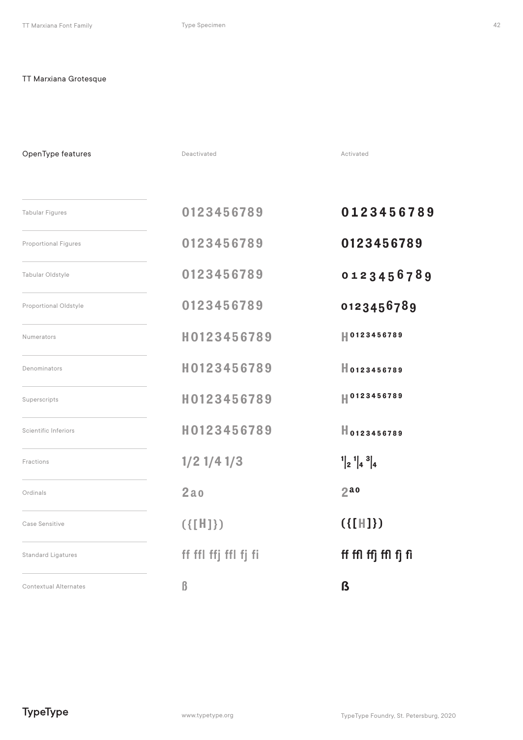TT Marxiana Grotesque

| OpenType features | Deactivated | Activated |
|---|---|---|
| Tabular Figures | 0123456789 | 0123456789 |
| Proportional Figures | 0123456789 | 0123456789 |
| Tabular Oldstyle | 0123456789 | 0123456789 |
| Proportional Oldstyle | 0123456789 | 0123456789 |
| Numerators | H0123456789 | H0123456789 |
| Denominators | H0123456789 | H0123456789 |
| Superscripts | H0123456789 | H0123456789 |
| Scientific Inferiors | H0123456789 | H0123456789 |
| Fractions | 1/2 1/4 1/3 | 1/2 1/4 3/4 |
| Ordinals | 2ao | 2ao |
| Case Sensitive | ({[H]}) | ({[H]}) |
| Standard Ligatures | ff ffl ffj ffl fj fi | ff ffl ffj ffl fj fi |
| Contextual Alternates | ß | ß |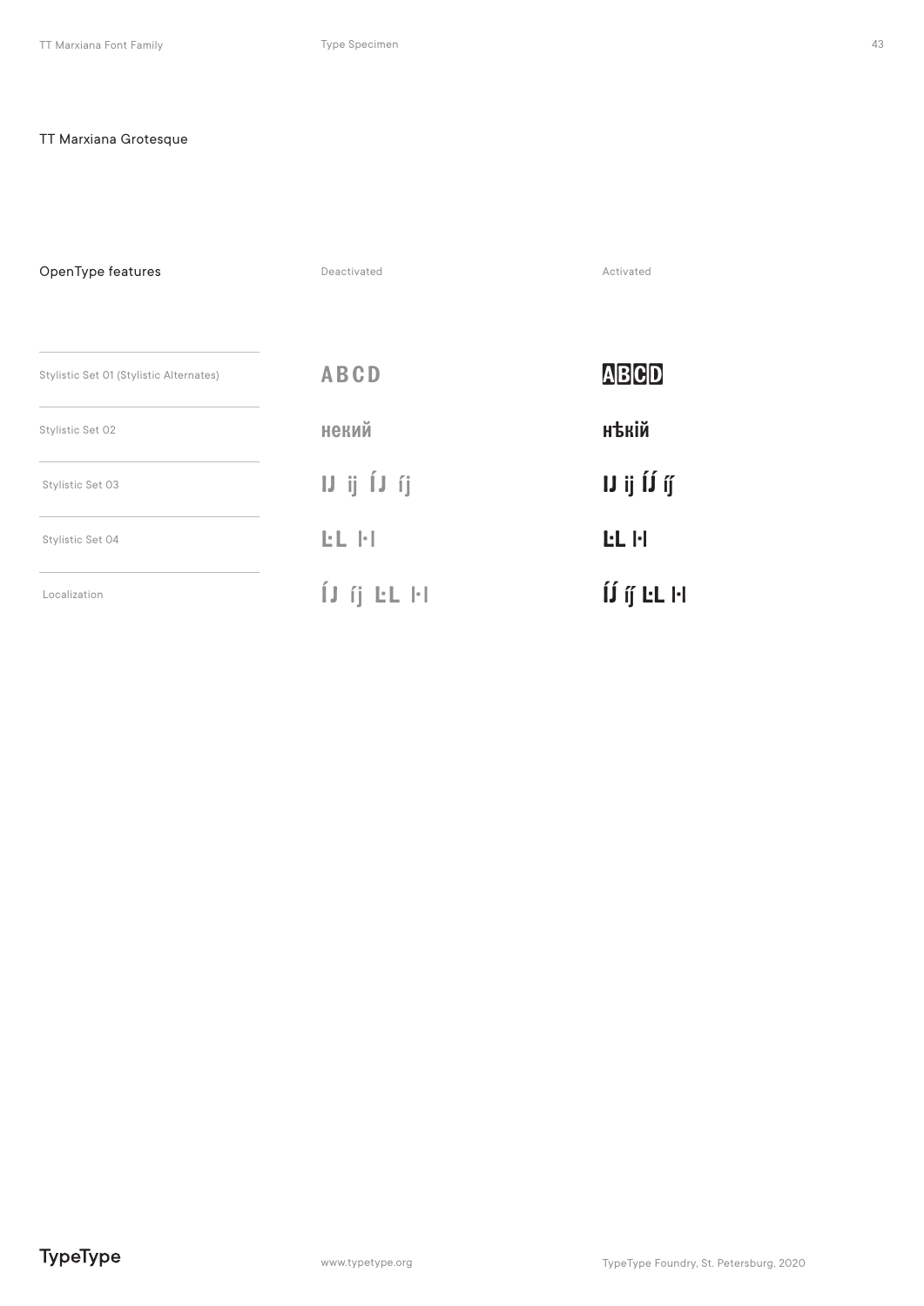TT Marxiana Grotesque

| OpenType features | Deactivated | Activated |
|---|---|---|
| Stylistic Set 01 (Stylistic Alternates) | ABCD | ABCD |
| Stylistic Set 02 | некий | нѣкій |
| Stylistic Set 03 | IJ ij ÍJ íj | IJ ij ÍJ íj |
| Stylistic Set 04 | L·L l·l | L·L l·l |
| Localization | ÍJ íj L·L l·l | ÍJ íj L·L l·l |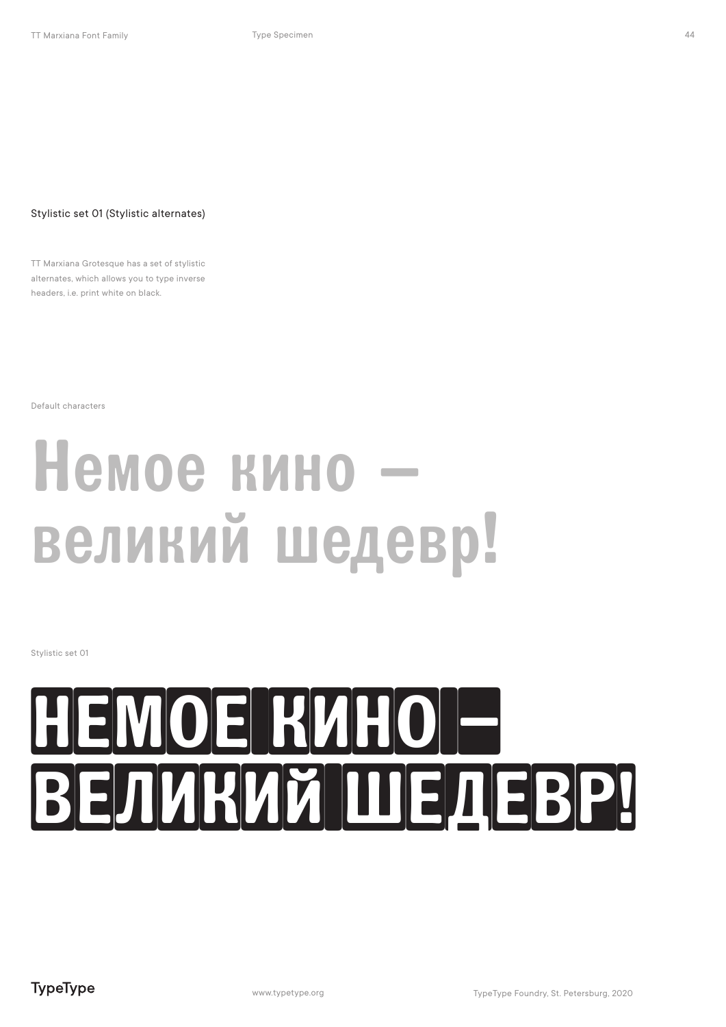## Stylistic set 01 (Stylistic alternates)

TT Marxiana Grotesque has a set of stylistic alternates, which allows you to type inverse headers, i.e. print white on black.

Default characters

# Немое кино – великий шедевр!

Stylistic set 01

# НЕМОЕ КИНО – ВЕЛИКИЙ ШЕДЕВР!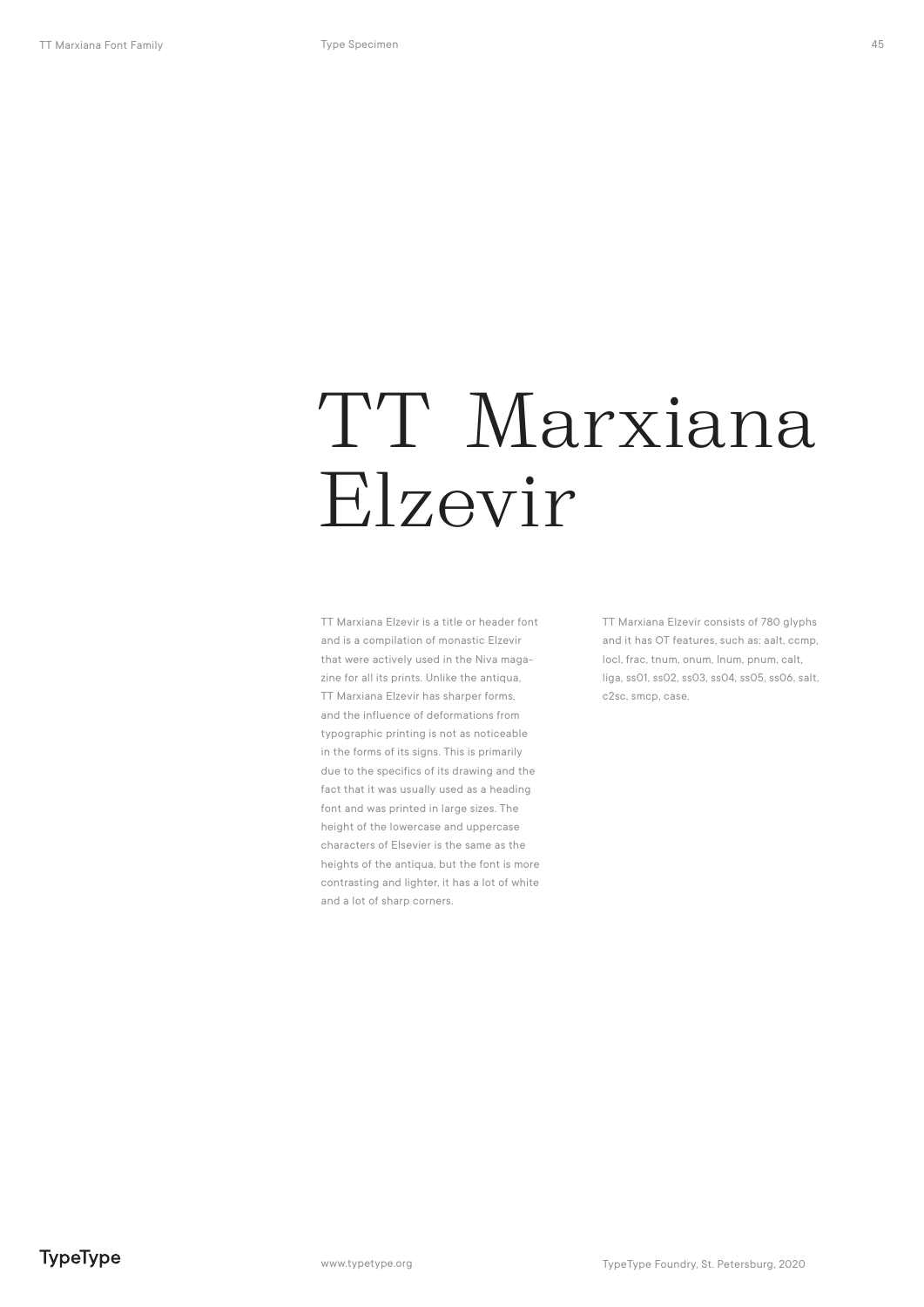# TT Marxiana Elzevir

TT Marxiana Elzevir is a title or header font and is a compilation of monastic Elzevir that were actively used in the Niva magazine for all its prints. Unlike the antiqua, TT Marxiana Elzevir has sharper forms, and the influence of deformations from typographic printing is not as noticeable in the forms of its signs. This is primarily due to the specifics of its drawing and the fact that it was usually used as a heading font and was printed in large sizes. The height of the lowercase and uppercase characters of Elsevier is the same as the heights of the antiqua, but the font is more contrasting and lighter, it has a lot of white and a lot of sharp corners.

TT Marxiana Elzevir consists of 780 glyphs and it has OT features, such as: aalt, ccmp, locl, frac, tnum, onum, lnum, pnum, calt, liga, ss01, ss02, ss03, ss04, ss05, ss06, salt, c2sc, smcp, case.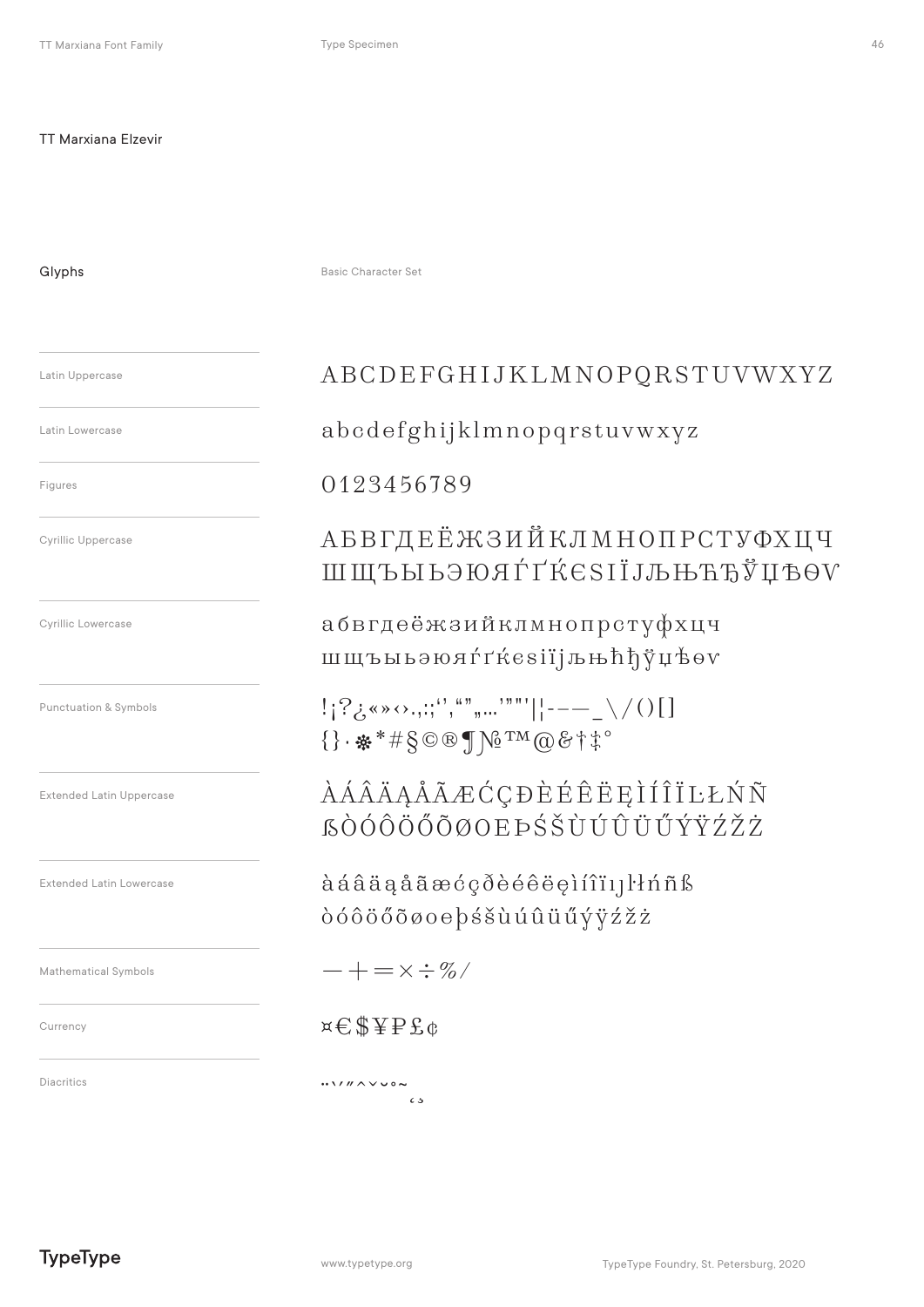## TT Marxiana Elzevir

### Glyphs

Basic Character Set

| | |
|---|---|
| Latin Uppercase | ABCDEFGHIJKLMNOPQRSTUVWXYZ |
| Latin Lowercase | abcdefghijklmnopqrstuvwxyz |
| Figures | 0123456789 |
| Cyrillic Uppercase | АБВГДЕЁЖЗИЙКЛМНОПРСТУФХЦЧ ШЩЪЫЬЭЮЯЃҐЌЄЅІЇЈЉЊЋЂЎЏѢѲѴ |
| Cyrillic Lowercase | абвгдеёжзийклмнопрстуфхцч шщъыьэюяѓґќєѕіїјљњћђўџѣѳѵ |
| Punctuation & Symbols | !¡?¿«»‹›.,:;‘’‚“”„…'"‴'¦-–—_\/()[] {}·❊*#§©®¶№™@&†‡° |
| Extended Latin Uppercase | ÀÁÂÄĄÅÃÆĆÇĐÈÉÊËĘÌÍÎÏĿŁŃÑ ẞÒÓÔÖŐÕØŒÞŚŠÙÚÛÜŰÝŸŹŽŻ |
| Extended Latin Lowercase | àáâäąåãæćçðèéêëęìíîïıȷŀłńñß òóôöőõøœþśšùúûüűýÿźžż |
| Mathematical Symbols | −+=×÷%⁄ |
| Currency | ¤€$¥₽£¢ |
| Diacritics | ¨ ˙ ` ´ ˝ ˆ ˇ ˘ ˚ ˜ ¸ ˛ |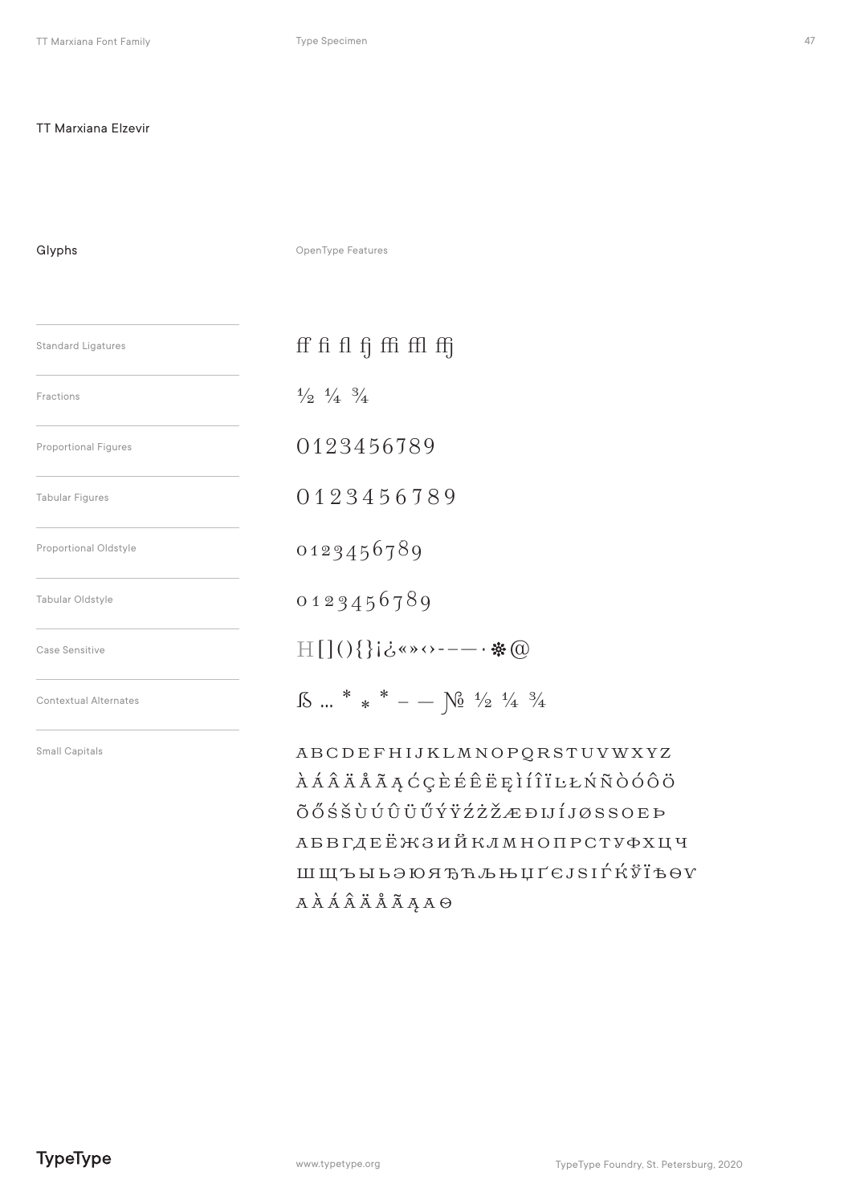## TT Marxiana Elzevir

### Glyphs

OpenType Features

| Feature | Glyphs |
| --- | --- |
| Standard Ligatures | ff fi fl fj ffi ffl ffj |
| Fractions | ½ ¼ ¾ |
| Proportional Figures | 0123456789 |
| Tabular Figures | 0 1 2 3 4 5 6 7 8 9 |
| Proportional Oldstyle | 0123456789 |
| Tabular Oldstyle | 0 1 2 3 4 5 6 7 8 9 |
| Case Sensitive | H[](){}¡¿«»‹›-–—·❊@ |
| Contextual Alternates | ẞ ... * * * – — № ½ ¼ ¾ |
| Small Capitals | ABCDEFHIJKLMNOPQRSTUVWXYZ ÀÁÂÄÅÃĄĆÇÈÉÊËĘÌÍÎÏĿŁŃÑÒÓÔÖ ÕŐŚŠÙÚÛÜŰÝŸŹŻŽÆÐIJÍJØSSOEÞ АБВГДЕЁЖЗИЙКЛМНОПРСТУФХЦЧ ШЩЪЫЬЭЮЯѢЋЉЊЏҐЄЈЅІЃЌЎЇѢѲѴ AÀÁÂÄÅÃĄAѲ |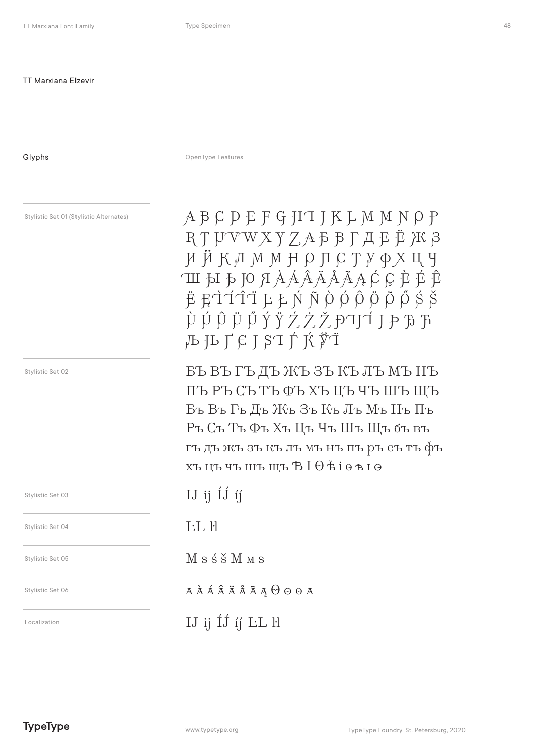TT Marxiana Elzevir

## Glyphs

OpenType Features

Stylistic Set 01 (Stylistic Alternates)

A B C D E F G H I J K L M M N O P
R T U V W X Y Z A Б В Г Д Е Ё Ж З
И Й К Л М М Н О П С Т У Ф Х Ц Ч
Ш Ы Ь Ю Я À Á Â Ä Å Ã Ą Ć Ç È É Ê
Ë Ę Ì Í Î Ï Ŀ Ł Ń Ñ Ò Ó Ô Ö Õ Ő Ś Š
Ù Ú Û Ü Ű Ý Ÿ Ź Ż Ž Þ IJ Í J Þ Ђ Ћ
Љ Њ Ѓ Є Ј Ѕ І Ѓ Ќ Ў Ї

Stylistic Set 02

БЪ ВЪ ГЪ ДЪ ЖЪ ЗЪ КЪ ЛЪ МЪ НЪ
ПЪ РЪ СЪ ТЪ ФЪ ХЪ ЦЪ ЧЪ ШЪ ЩЪ
Бъ Въ Гъ Дъ Жъ Зъ Къ Лъ Мъ Нъ Пъ
Ръ Съ Тъ Фъ Хъ Цъ Чъ Шъ Щъ бъ въ
гъ дъ жъ зъ къ лъ мъ нъ пъ ръ съ тъ фъ
хъ цъ чъ шъ щъ Ѣ І Ѳ ѣ і ѳ ѣ і ѳ

Stylistic Set 03

IJ ij ÍJ́ íj́

Stylistic Set 04

L·L l·l

Stylistic Set 05

M s ś š M м s

Stylistic Set 06

а à á â ä å ã ą Θ ѳ ѳ а

Localization

IJ ij ÍJ́ íj́ L·L l·l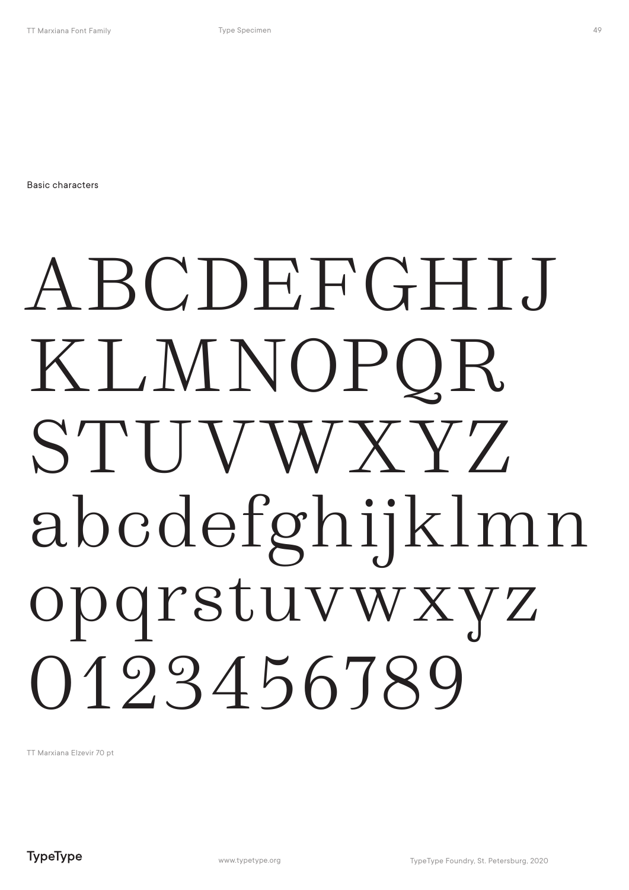Basic characters

ABCDEFGHIJ
KLMNOPQR
STUVWXYZ
abcdefghijklmn
opqrstuvwxyz
0123456789

TT Marxiana Elzevir 70 pt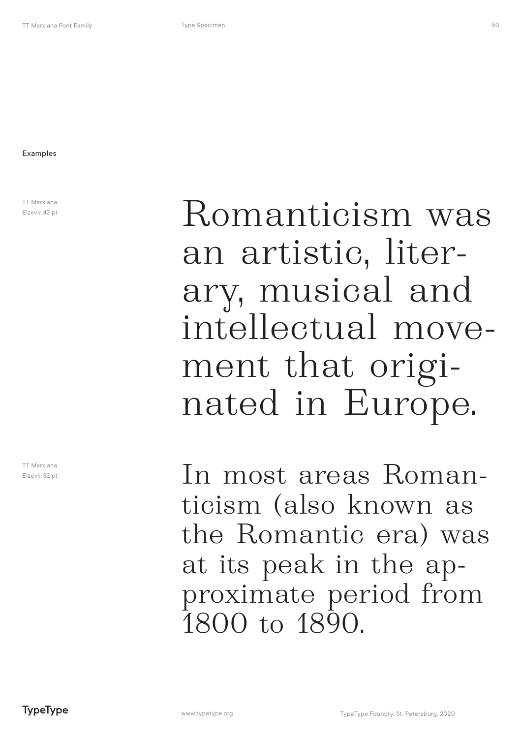Examples

TT Marxiana
Elzevir 42 pt

Romanticism was an artistic, liter-ary, musical and intellectual move-ment that origi-nated in Europe.

TT Marxiana
Elzevir 32 pt

In most areas Roman-ticism (also known as the Romantic era) was at its peak in the ap-proximate period from 1800 to 1890.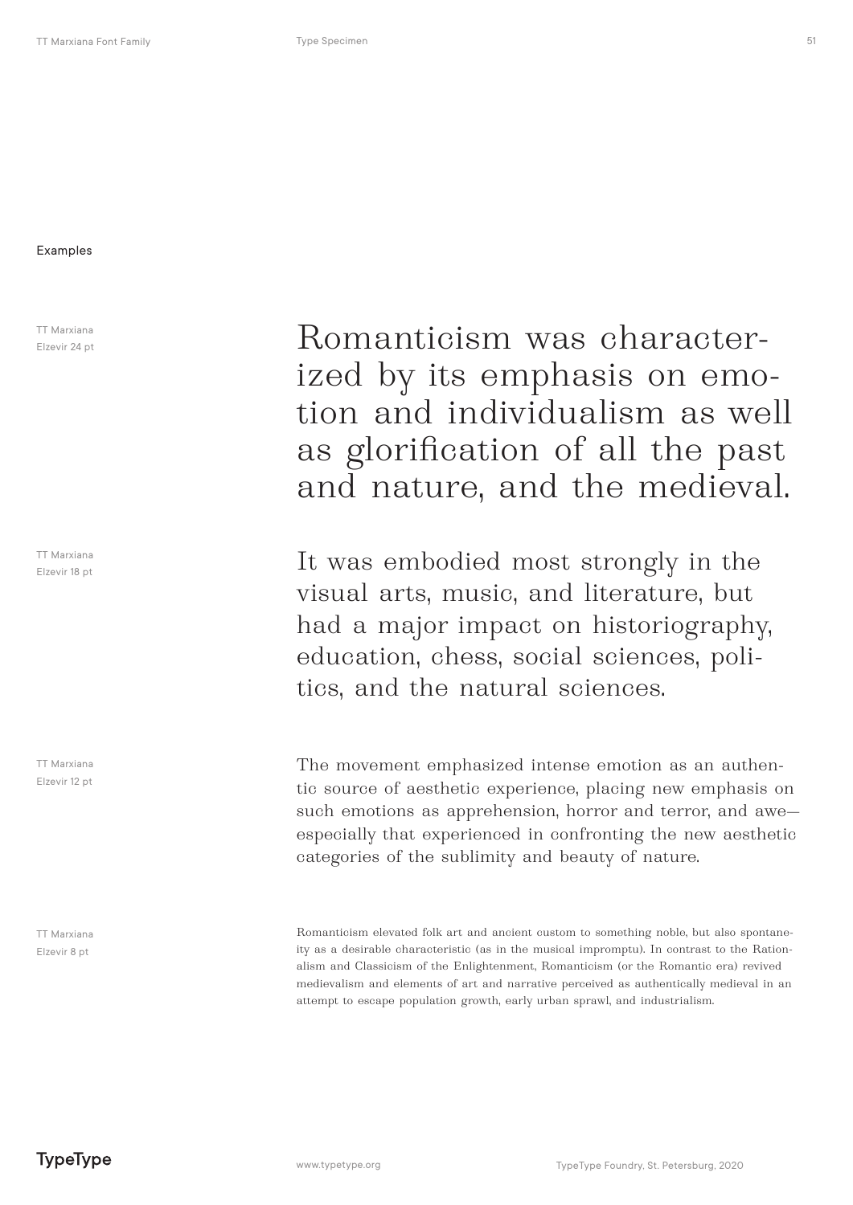Examples

TT Marxiana
Elzevir 24 pt

Romanticism was characterized by its emphasis on emotion and individualism as well as glorification of all the past and nature, and the medieval.

TT Marxiana
Elzevir 18 pt

It was embodied most strongly in the visual arts, music, and literature, but had a major impact on historiography, education, chess, social sciences, politics, and the natural sciences.

TT Marxiana
Elzevir 12 pt

The movement emphasized intense emotion as an authentic source of aesthetic experience, placing new emphasis on such emotions as apprehension, horror and terror, and awe—especially that experienced in confronting the new aesthetic categories of the sublimity and beauty of nature.

TT Marxiana
Elzevir 8 pt

Romanticism elevated folk art and ancient custom to something noble, but also spontaneity as a desirable characteristic (as in the musical impromptu). In contrast to the Rationalism and Classicism of the Enlightenment, Romanticism (or the Romantic era) revived medievalism and elements of art and narrative perceived as authentically medieval in an attempt to escape population growth, early urban sprawl, and industrialism.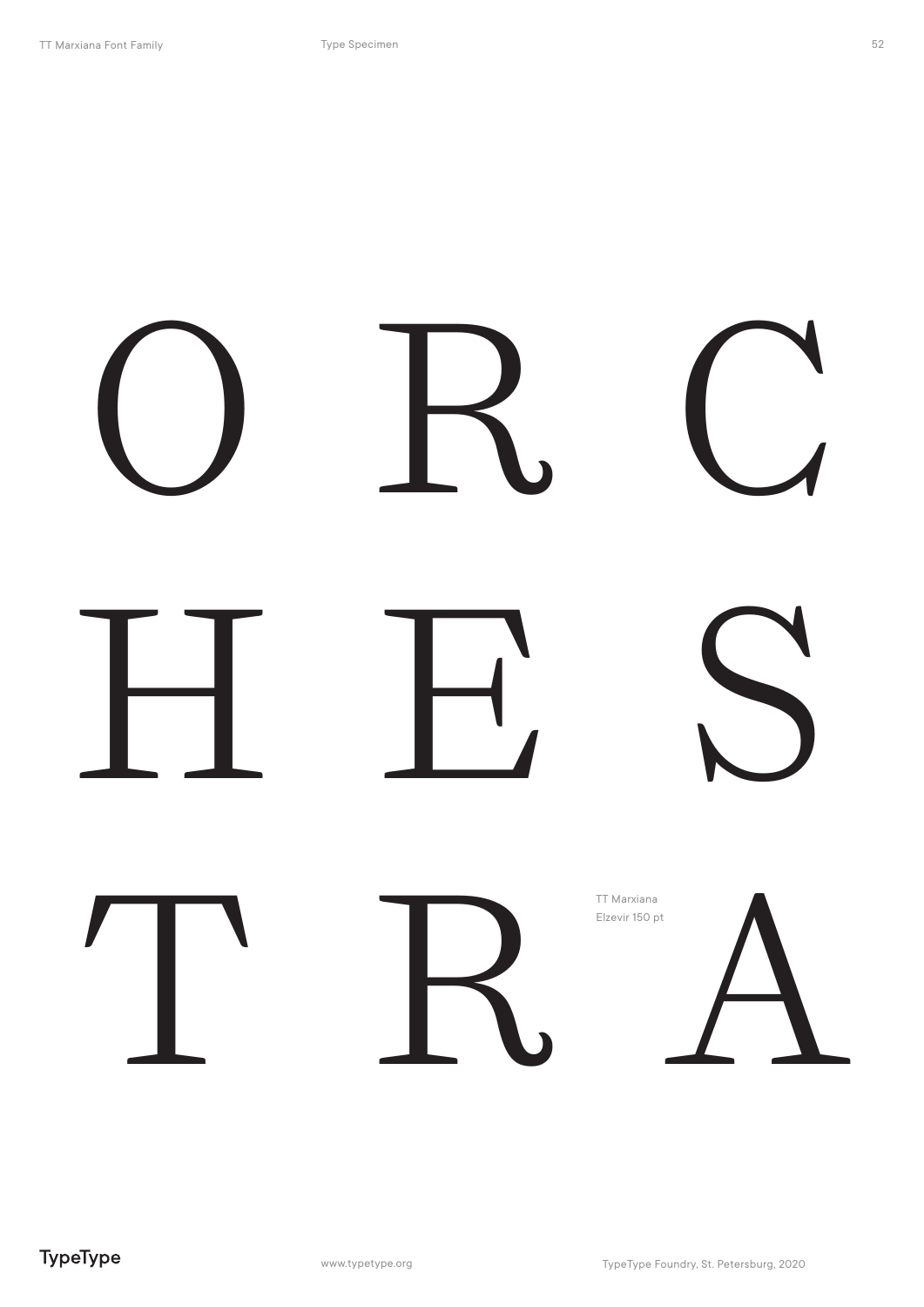O R C

H E S

T R A

TT Marxiana
Elzevir 150 pt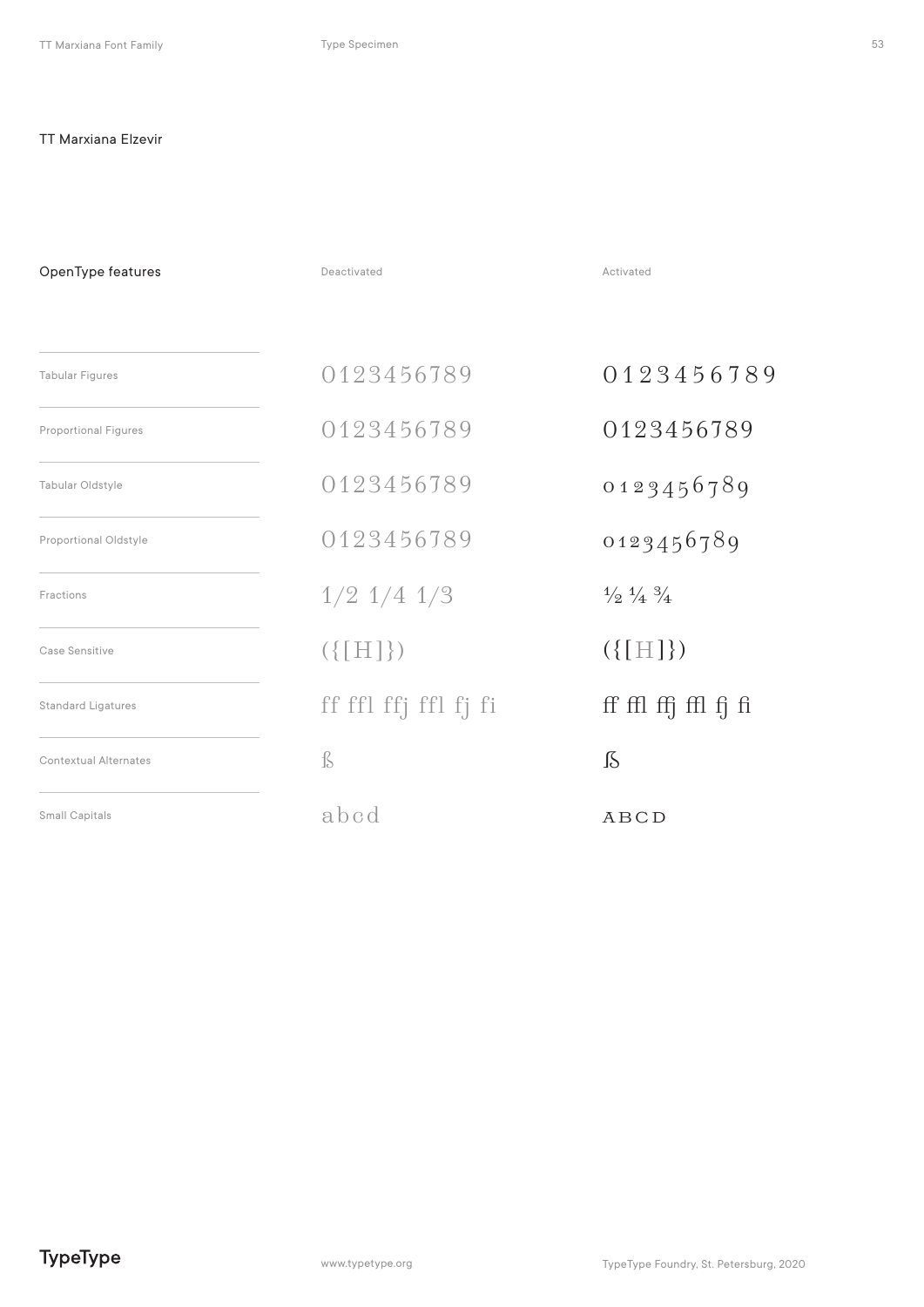## TT Marxiana Elzevir

| OpenType features | Deactivated | Activated |
| --- | --- | --- |
| Tabular Figures | 0123456789 | 0123456789 |
| Proportional Figures | 0123456789 | 0123456789 |
| Tabular Oldstyle | 0123456789 | 0123456789 |
| Proportional Oldstyle | 0123456789 | 0123456789 |
| Fractions | 1/2 1/4 1/3 | ½ ¼ ¾ |
| Case Sensitive | ({[H]}) | ({[H]}) |
| Standard Ligatures | ff ffl ffj ffl fj fi | ff ffl ffj ffl fj fi |
| Contextual Alternates | ẞ | ẞ |
| Small Capitals | abcd | ABCD |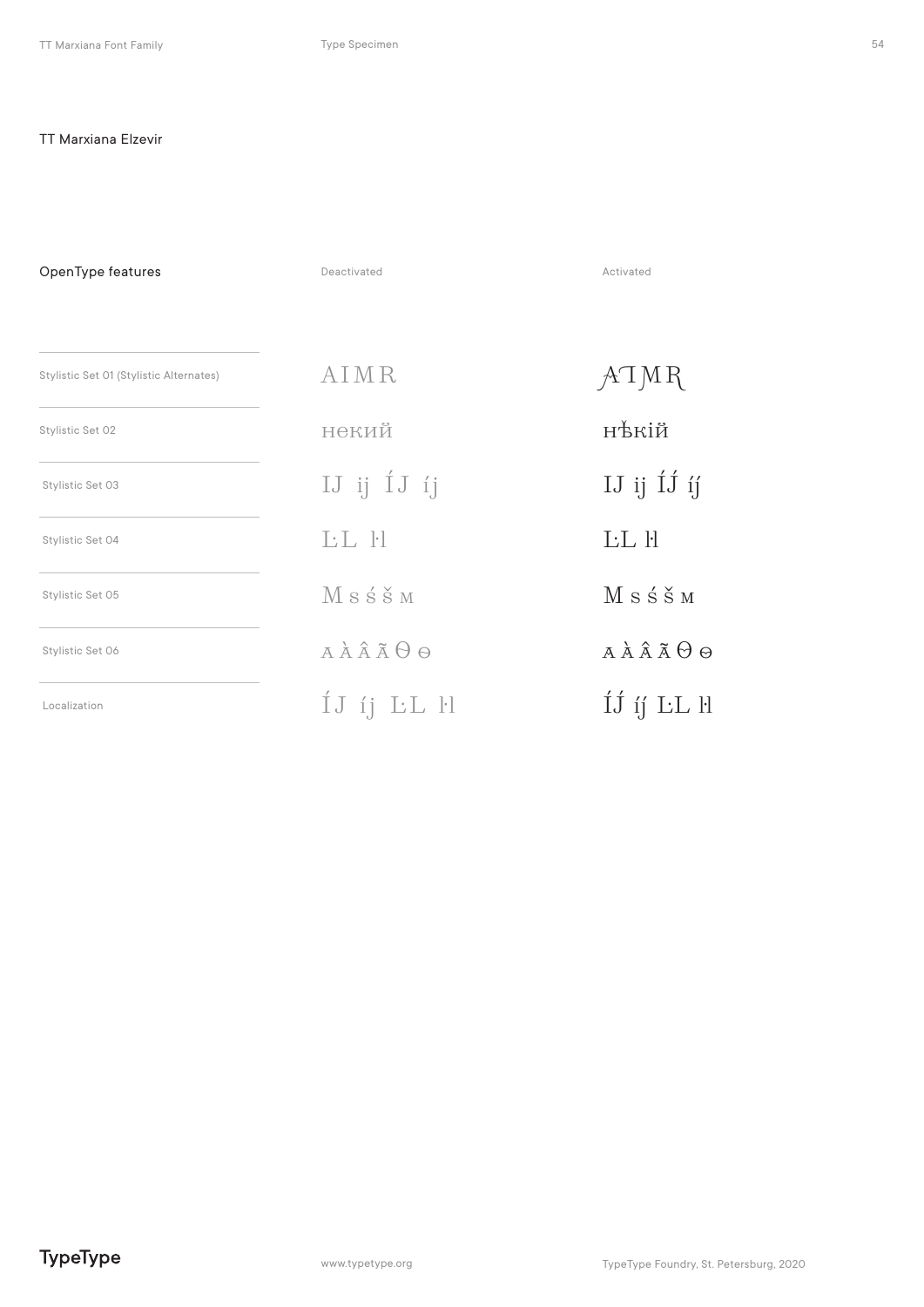TT Marxiana Elzevir

| OpenType features | Deactivated | Activated |
| --- | --- | --- |
| Stylistic Set 01 (Stylistic Alternates) | AIMR | AIMR |
| Stylistic Set 02 | некий | нѣкій |
| Stylistic Set 03 | IJ ij ÍJ íj | IJ ij ÍJ́ íj́ |
| Stylistic Set 04 | L·L l·l | L·L l·l |
| Stylistic Set 05 | M s ś š м | M s ś š м |
| Stylistic Set 06 | ᴀ À Â Ã Θ ө | ᴀ À Â Ã Θ ө |
| Localization | ÍJ íj L·L l·l | ÍJ́ íj́ L·L l·l |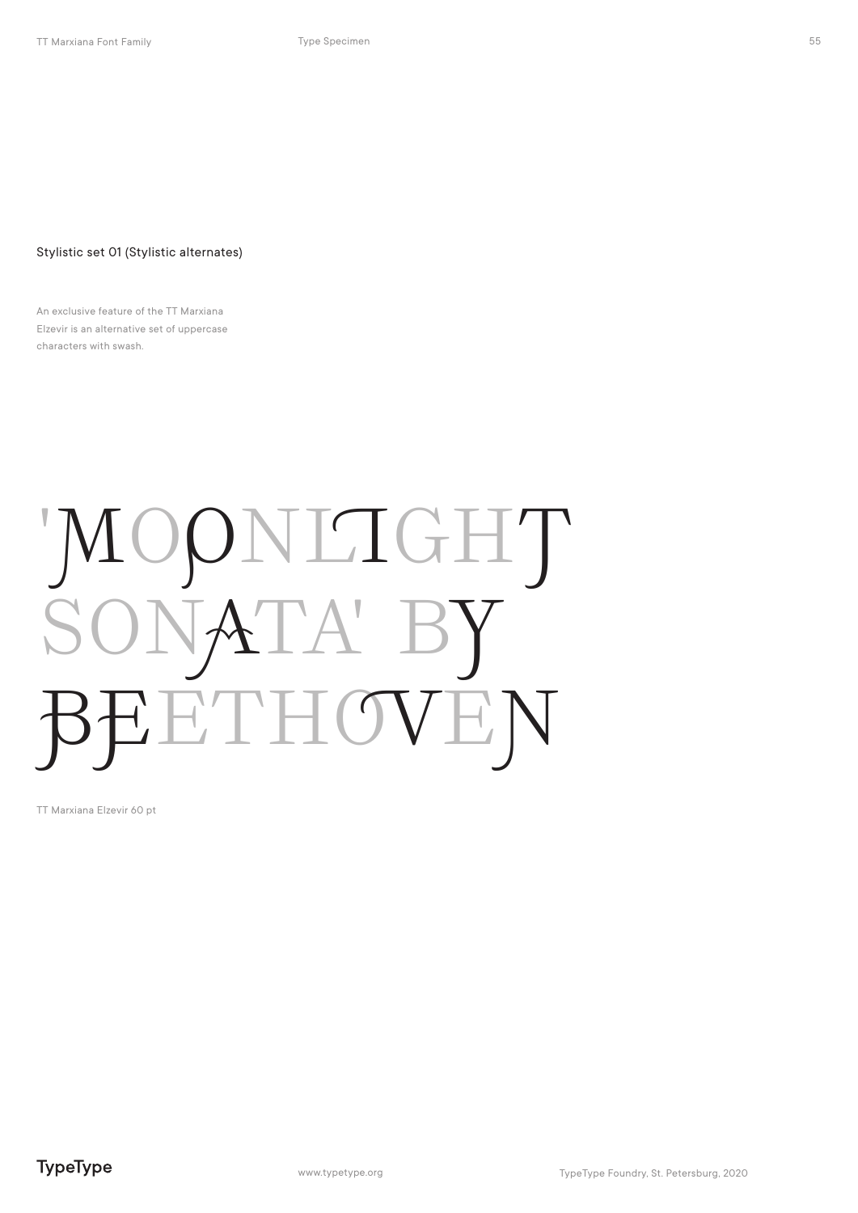Stylistic set 01 (Stylistic alternates)

An exclusive feature of the TT Marxiana Elzevir is an alternative set of uppercase characters with swash.

'MOONLIGHT SONATA' BY BEETHOVEN

TT Marxiana Elzevir 60 pt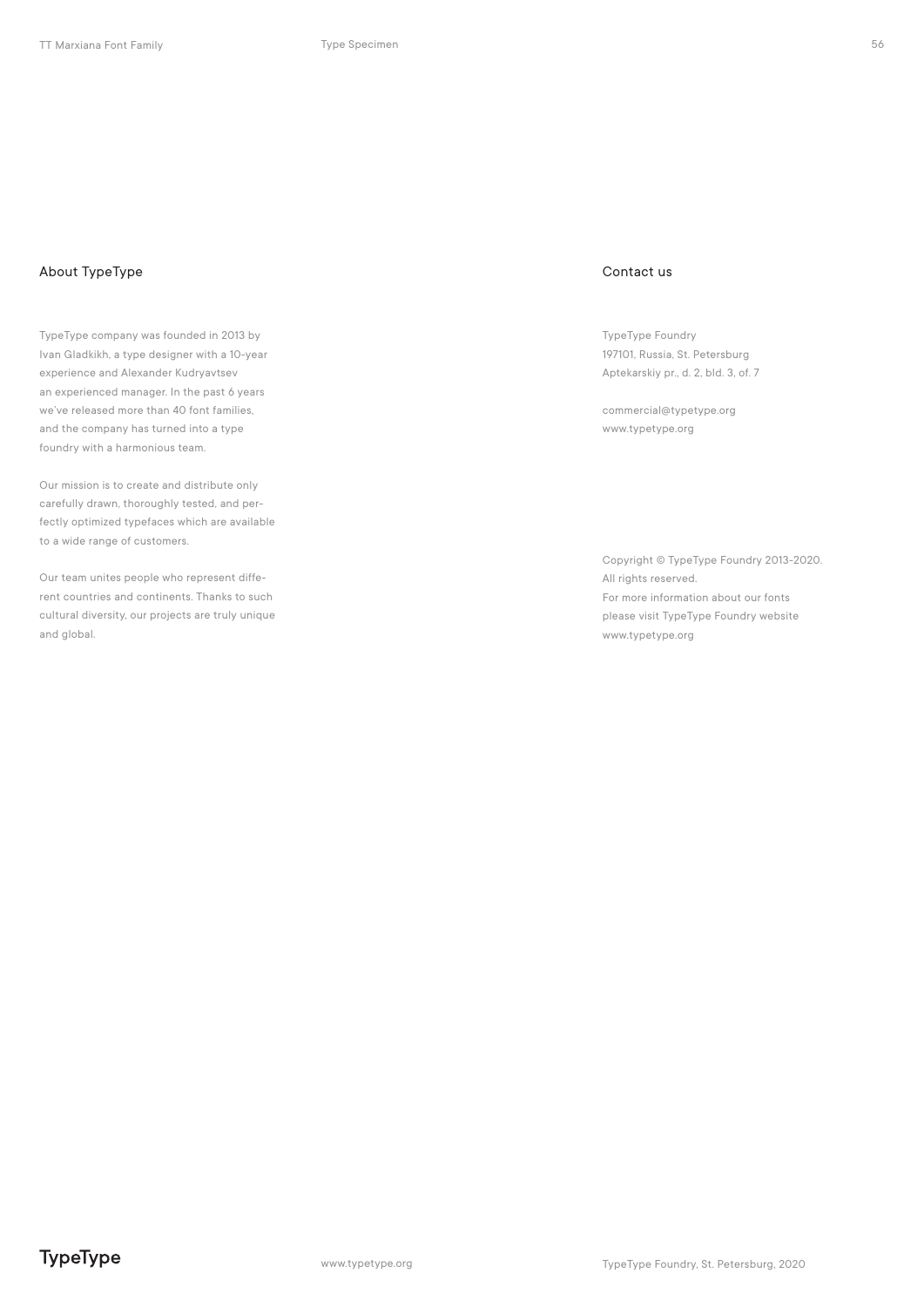## About TypeType

TypeType company was founded in 2013 by Ivan Gladkikh, a type designer with a 10-year experience and Alexander Kudryavtsev an experienced manager. In the past 6 years we've released more than 40 font families, and the company has turned into a type foundry with a harmonious team.

Our mission is to create and distribute only carefully drawn, thoroughly tested, and perfectly optimized typefaces which are available to a wide range of customers.

Our team unites people who represent different countries and continents. Thanks to such cultural diversity, our projects are truly unique and global.

## Contact us

TypeType Foundry
197101, Russia, St. Petersburg
Aptekarskiy pr., d. 2, bld. 3, of. 7

commercial@typetype.org
www.typetype.org

Copyright © TypeType Foundry 2013-2020.
All rights reserved.
For more information about our fonts please visit TypeType Foundry website www.typetype.org